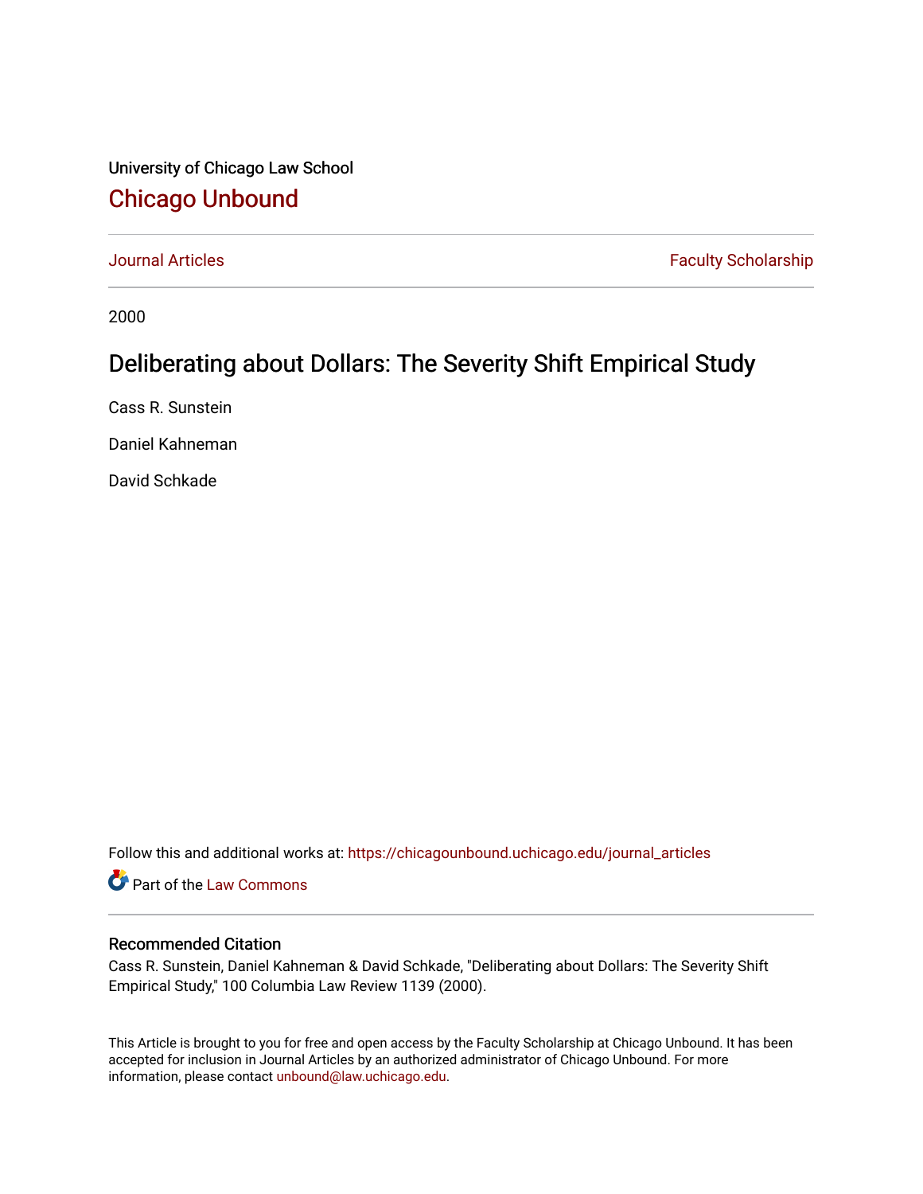University of Chicago Law School

## Chicago Unbound

Journal Articles | Faculty Scholarship

2000

# Deliberating about Dollars: The Severity Shift Empirical Study

Cass R. Sunstein

Daniel Kahneman

David Schkade

Follow this and additional works at: https://chicagounbound.uchicago.edu/journal_articles

Part of the Law Commons

### Recommended Citation

Cass R. Sunstein, Daniel Kahneman & David Schkade, "Deliberating about Dollars: The Severity Shift Empirical Study," 100 Columbia Law Review 1139 (2000).

This Article is brought to you for free and open access by the Faculty Scholarship at Chicago Unbound. It has been accepted for inclusion in Journal Articles by an authorized administrator of Chicago Unbound. For more information, please contact unbound@law.uchicago.edu.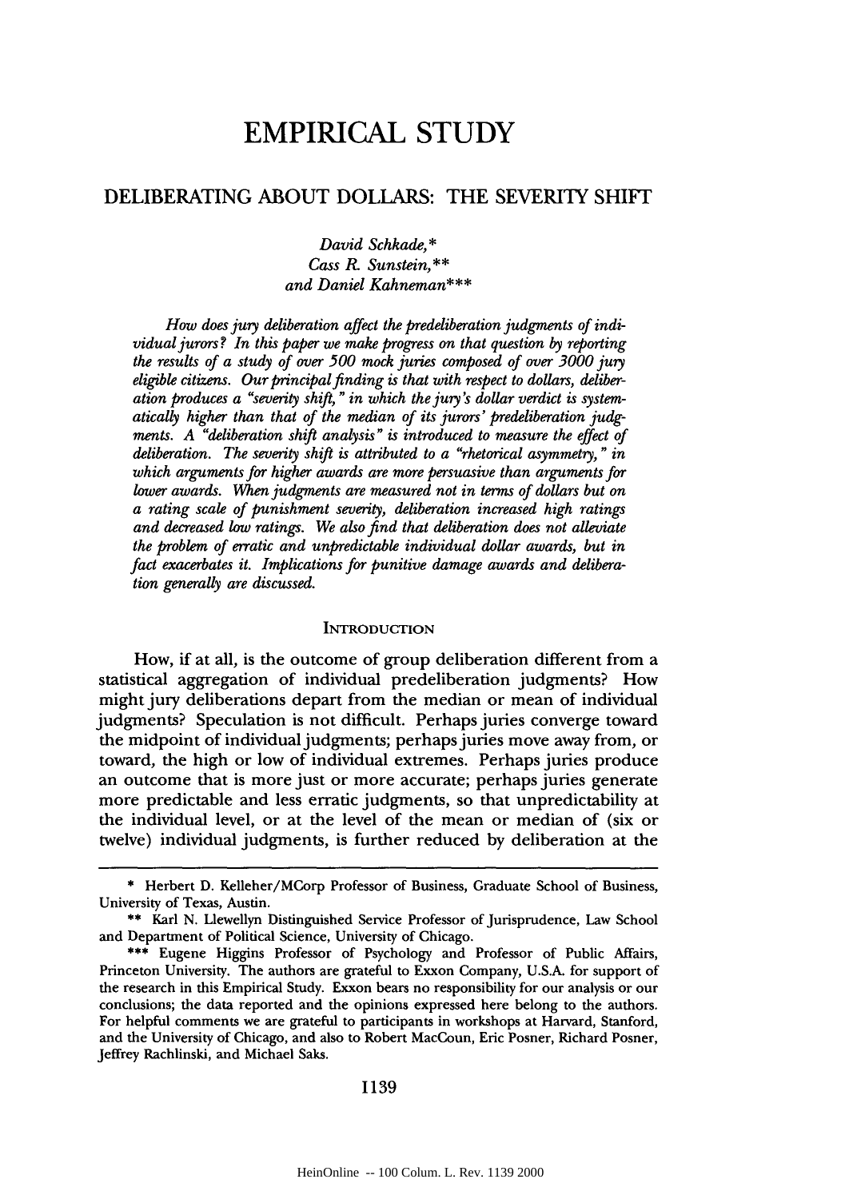# EMPIRICAL STUDY

## DELIBERATING ABOUT DOLLARS: THE SEVERITY SHIFT

*David Schkade,\**
*Cass R. Sunstein,\*\**
*and Daniel Kahneman\*\*\**

*How does jury deliberation affect the predeliberation judgments of individual jurors? In this paper we make progress on that question by reporting the results of a study of over 500 mock juries composed of over 3000 jury eligible citizens. Our principal finding is that with respect to dollars, deliberation produces a "severity shift," in which the jury's dollar verdict is systematically higher than that of the median of its jurors' predeliberation judgments. A "deliberation shift analysis" is introduced to measure the effect of deliberation. The severity shift is attributed to a "rhetorical asymmetry," in which arguments for higher awards are more persuasive than arguments for lower awards. When judgments are measured not in terms of dollars but on a rating scale of punishment severity, deliberation increased high ratings and decreased low ratings. We also find that deliberation does not alleviate the problem of erratic and unpredictable individual dollar awards, but in fact exacerbates it. Implications for punitive damage awards and deliberation generally are discussed.*

### INTRODUCTION

How, if at all, is the outcome of group deliberation different from a statistical aggregation of individual predeliberation judgments? How might jury deliberations depart from the median or mean of individual judgments? Speculation is not difficult. Perhaps juries converge toward the midpoint of individual judgments; perhaps juries move away from, or toward, the high or low of individual extremes. Perhaps juries produce an outcome that is more just or more accurate; perhaps juries generate more predictable and less erratic judgments, so that unpredictability at the individual level, or at the level of the mean or median of (six or twelve) individual judgments, is further reduced by deliberation at the

---

\* Herbert D. Kelleher/MCorp Professor of Business, Graduate School of Business, University of Texas, Austin.

\*\* Karl N. Llewellyn Distinguished Service Professor of Jurisprudence, Law School and Department of Political Science, University of Chicago.

\*\*\* Eugene Higgins Professor of Psychology and Professor of Public Affairs, Princeton University. The authors are grateful to Exxon Company, U.S.A. for support of the research in this Empirical Study. Exxon bears no responsibility for our analysis or our conclusions; the data reported and the opinions expressed here belong to the authors. For helpful comments we are grateful to participants in workshops at Harvard, Stanford, and the University of Chicago, and also to Robert MacCoun, Eric Posner, Richard Posner, Jeffrey Rachlinski, and Michael Saks.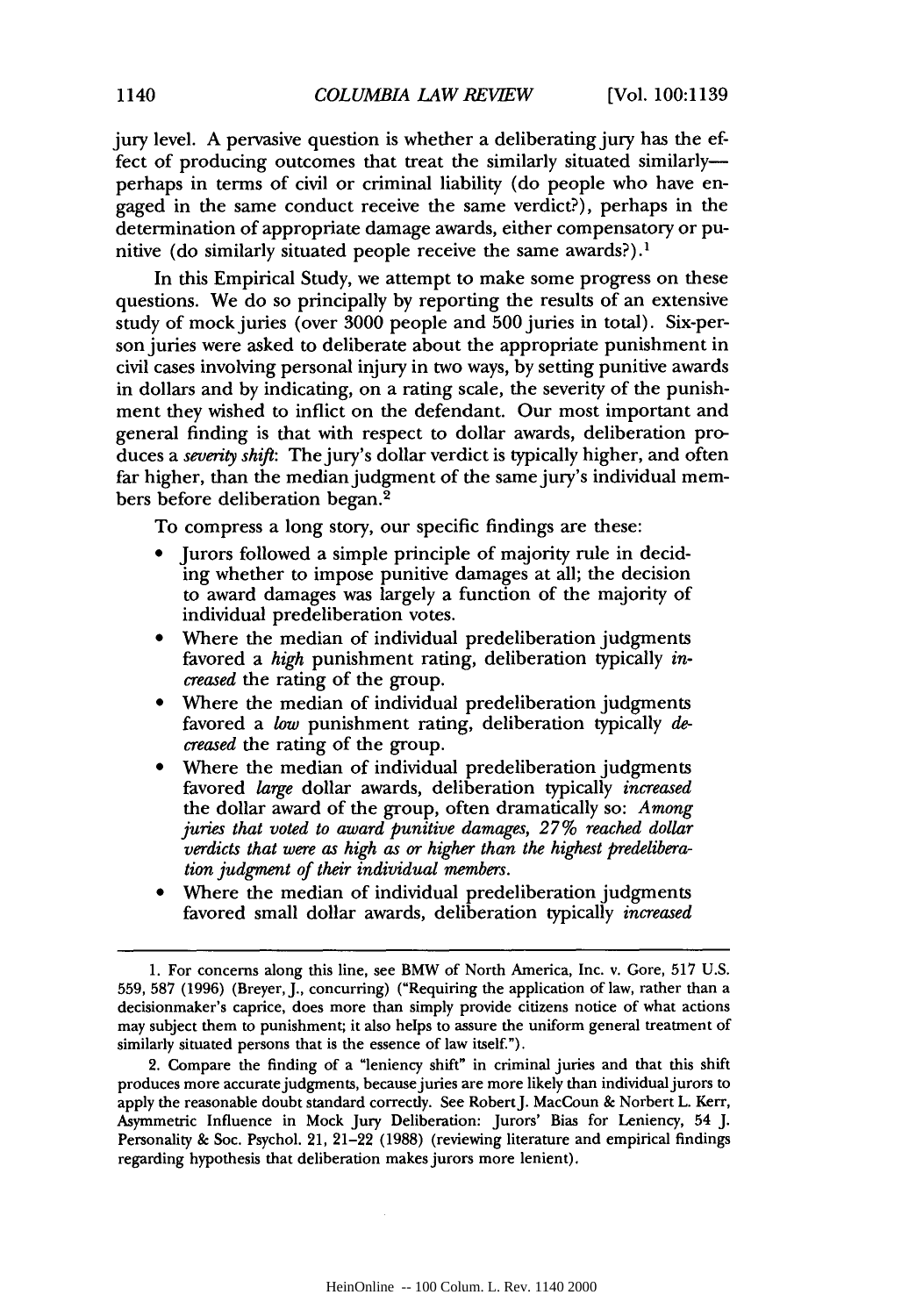jury level. A pervasive question is whether a deliberating jury has the effect of producing outcomes that treat the similarly situated similarly—perhaps in terms of civil or criminal liability (do people who have engaged in the same conduct receive the same verdict?), perhaps in the determination of appropriate damage awards, either compensatory or punitive (do similarly situated people receive the same awards?).[1]

In this Empirical Study, we attempt to make some progress on these questions. We do so principally by reporting the results of an extensive study of mock juries (over 3000 people and 500 juries in total). Six-person juries were asked to deliberate about the appropriate punishment in civil cases involving personal injury in two ways, by setting punitive awards in dollars and by indicating, on a rating scale, the severity of the punishment they wished to inflict on the defendant. Our most important and general finding is that with respect to dollar awards, deliberation produces a *severity shift*: The jury's dollar verdict is typically higher, and often far higher, than the median judgment of the same jury's individual members before deliberation began.[2]

To compress a long story, our specific findings are these:

- Jurors followed a simple principle of majority rule in deciding whether to impose punitive damages at all; the decision to award damages was largely a function of the majority of individual predeliberation votes.
- Where the median of individual predeliberation judgments favored a *high* punishment rating, deliberation typically *increased* the rating of the group.
- Where the median of individual predeliberation judgments favored a *low* punishment rating, deliberation typically *decreased* the rating of the group.
- Where the median of individual predeliberation judgments favored *large* dollar awards, deliberation typically *increased* the dollar award of the group, often dramatically so: *Among juries that voted to award punitive damages, 27% reached dollar verdicts that were as high as or higher than the highest predeliberation judgment of their individual members.*
- Where the median of individual predeliberation judgments favored small dollar awards, deliberation typically *increased*

---

1. For concerns along this line, see BMW of North America, Inc. v. Gore, 517 U.S. 559, 587 (1996) (Breyer, J., concurring) ("Requiring the application of law, rather than a decisionmaker's caprice, does more than simply provide citizens notice of what actions may subject them to punishment; it also helps to assure the uniform general treatment of similarly situated persons that is the essence of law itself.").

2. Compare the finding of a "leniency shift" in criminal juries and that this shift produces more accurate judgments, because juries are more likely than individual jurors to apply the reasonable doubt standard correctly. See Robert J. MacCoun & Norbert L. Kerr, Asymmetric Influence in Mock Jury Deliberation: Jurors' Bias for Leniency, 54 J. Personality & Soc. Psychol. 21, 21–22 (1988) (reviewing literature and empirical findings regarding hypothesis that deliberation makes jurors more lenient).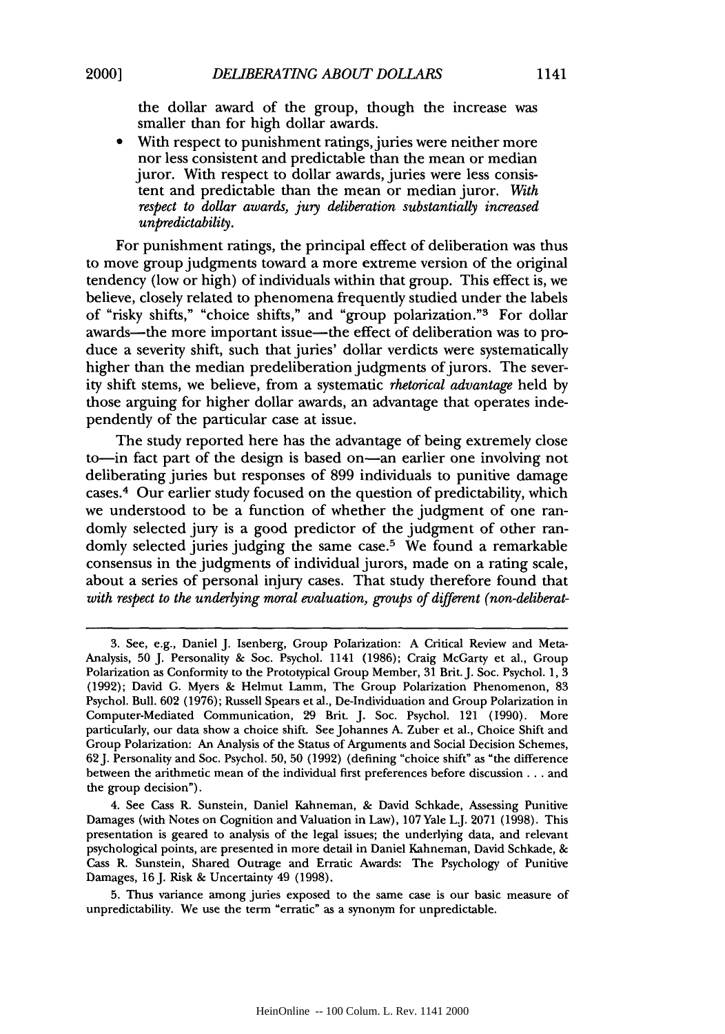the dollar award of the group, though the increase was smaller than for high dollar awards.

- With respect to punishment ratings, juries were neither more nor less consistent and predictable than the mean or median juror. With respect to dollar awards, juries were less consistent and predictable than the mean or median juror. *With respect to dollar awards, jury deliberation substantially increased unpredictability.*

For punishment ratings, the principal effect of deliberation was thus to move group judgments toward a more extreme version of the original tendency (low or high) of individuals within that group. This effect is, we believe, closely related to phenomena frequently studied under the labels of "risky shifts," "choice shifts," and "group polarization."[3] For dollar awards—the more important issue—the effect of deliberation was to produce a severity shift, such that juries' dollar verdicts were systematically higher than the median predeliberation judgments of jurors. The severity shift stems, we believe, from a systematic *rhetorical advantage* held by those arguing for higher dollar awards, an advantage that operates independently of the particular case at issue.

The study reported here has the advantage of being extremely close to—in fact part of the design is based on—an earlier one involving not deliberating juries but responses of 899 individuals to punitive damage cases.[4] Our earlier study focused on the question of predictability, which we understood to be a function of whether the judgment of one randomly selected jury is a good predictor of the judgment of other randomly selected juries judging the same case.[5] We found a remarkable consensus in the judgments of individual jurors, made on a rating scale, about a series of personal injury cases. That study therefore found that *with respect to the underlying moral evaluation, groups of different (non-deliberat-*

---

3. See, e.g., Daniel J. Isenberg, Group Polarization: A Critical Review and Meta-Analysis, 50 J. Personality & Soc. Psychol. 1141 (1986); Craig McGarty et al., Group Polarization as Conformity to the Prototypical Group Member, 31 Brit. J. Soc. Psychol. 1, 3 (1992); David G. Myers & Helmut Lamm, The Group Polarization Phenomenon, 83 Psychol. Bull. 602 (1976); Russell Spears et al., De-Individuation and Group Polarization in Computer-Mediated Communication, 29 Brit. J. Soc. Psychol. 121 (1990). More particularly, our data show a choice shift. See Johannes A. Zuber et al., Choice Shift and Group Polarization: An Analysis of the Status of Arguments and Social Decision Schemes, 62 J. Personality and Soc. Psychol. 50, 50 (1992) (defining "choice shift" as "the difference between the arithmetic mean of the individual first preferences before discussion . . . and the group decision").

4. See Cass R. Sunstein, Daniel Kahneman, & David Schkade, Assessing Punitive Damages (with Notes on Cognition and Valuation in Law), 107 Yale L.J. 2071 (1998). This presentation is geared to analysis of the legal issues; the underlying data, and relevant psychological points, are presented in more detail in Daniel Kahneman, David Schkade, & Cass R. Sunstein, Shared Outrage and Erratic Awards: The Psychology of Punitive Damages, 16 J. Risk & Uncertainty 49 (1998).

5. Thus variance among juries exposed to the same case is our basic measure of unpredictability. We use the term "erratic" as a synonym for unpredictable.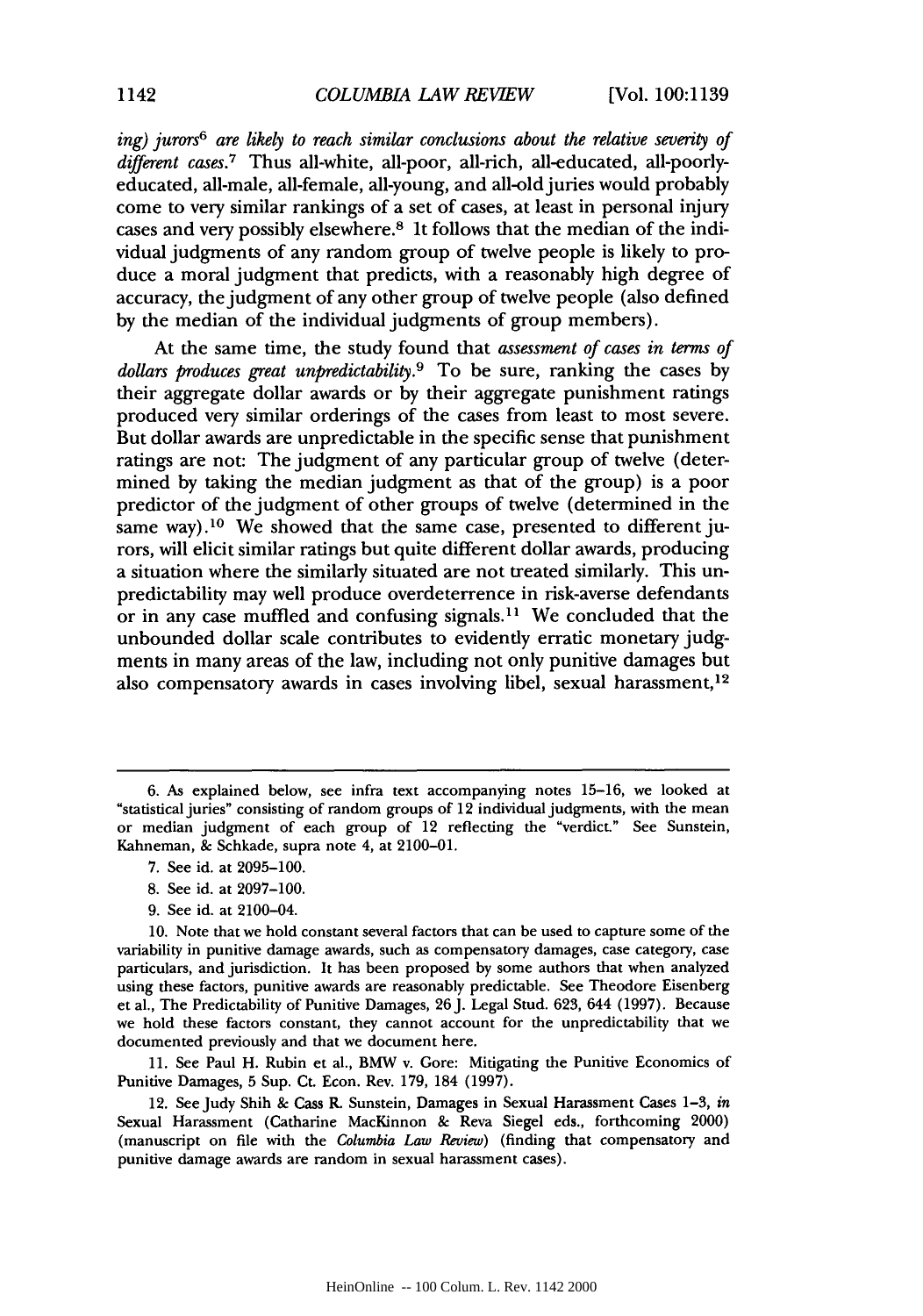*ing) jurors*[6] *are likely to reach similar conclusions about the relative severity of different cases*.[7] Thus all-white, all-poor, all-rich, all-educated, all-poorly-educated, all-male, all-female, all-young, and all-old juries would probably come to very similar rankings of a set of cases, at least in personal injury cases and very possibly elsewhere.[8] It follows that the median of the individual judgments of any random group of twelve people is likely to produce a moral judgment that predicts, with a reasonably high degree of accuracy, the judgment of any other group of twelve people (also defined by the median of the individual judgments of group members).

At the same time, the study found that *assessment of cases in terms of dollars produces great unpredictability*.[9] To be sure, ranking the cases by their aggregate dollar awards or by their aggregate punishment ratings produced very similar orderings of the cases from least to most severe. But dollar awards are unpredictable in the specific sense that punishment ratings are not: The judgment of any particular group of twelve (determined by taking the median judgment as that of the group) is a poor predictor of the judgment of other groups of twelve (determined in the same way).[10] We showed that the same case, presented to different jurors, will elicit similar ratings but quite different dollar awards, producing a situation where the similarly situated are not treated similarly. This unpredictability may well produce overdeterrence in risk-averse defendants or in any case muffled and confusing signals.[11] We concluded that the unbounded dollar scale contributes to evidently erratic monetary judgments in many areas of the law, including not only punitive damages but also compensatory awards in cases involving libel, sexual harassment,[12]

---

6. As explained below, see infra text accompanying notes 15–16, we looked at "statistical juries" consisting of random groups of 12 individual judgments, with the mean or median judgment of each group of 12 reflecting the "verdict." See Sunstein, Kahneman, & Schkade, supra note 4, at 2100–01.

7. See id. at 2095–100.

8. See id. at 2097–100.

9. See id. at 2100–04.

10. Note that we hold constant several factors that can be used to capture some of the variability in punitive damage awards, such as compensatory damages, case category, case particulars, and jurisdiction. It has been proposed by some authors that when analyzed using these factors, punitive awards are reasonably predictable. See Theodore Eisenberg et al., The Predictability of Punitive Damages, 26 J. Legal Stud. 623, 644 (1997). Because we hold these factors constant, they cannot account for the unpredictability that we documented previously and that we document here.

11. See Paul H. Rubin et al., BMW v. Gore: Mitigating the Punitive Economics of Punitive Damages, 5 Sup. Ct. Econ. Rev. 179, 184 (1997).

12. See Judy Shih & Cass R. Sunstein, Damages in Sexual Harassment Cases 1–3, *in* Sexual Harassment (Catharine MacKinnon & Reva Siegel eds., forthcoming 2000) (manuscript on file with the *Columbia Law Review*) (finding that compensatory and punitive damage awards are random in sexual harassment cases).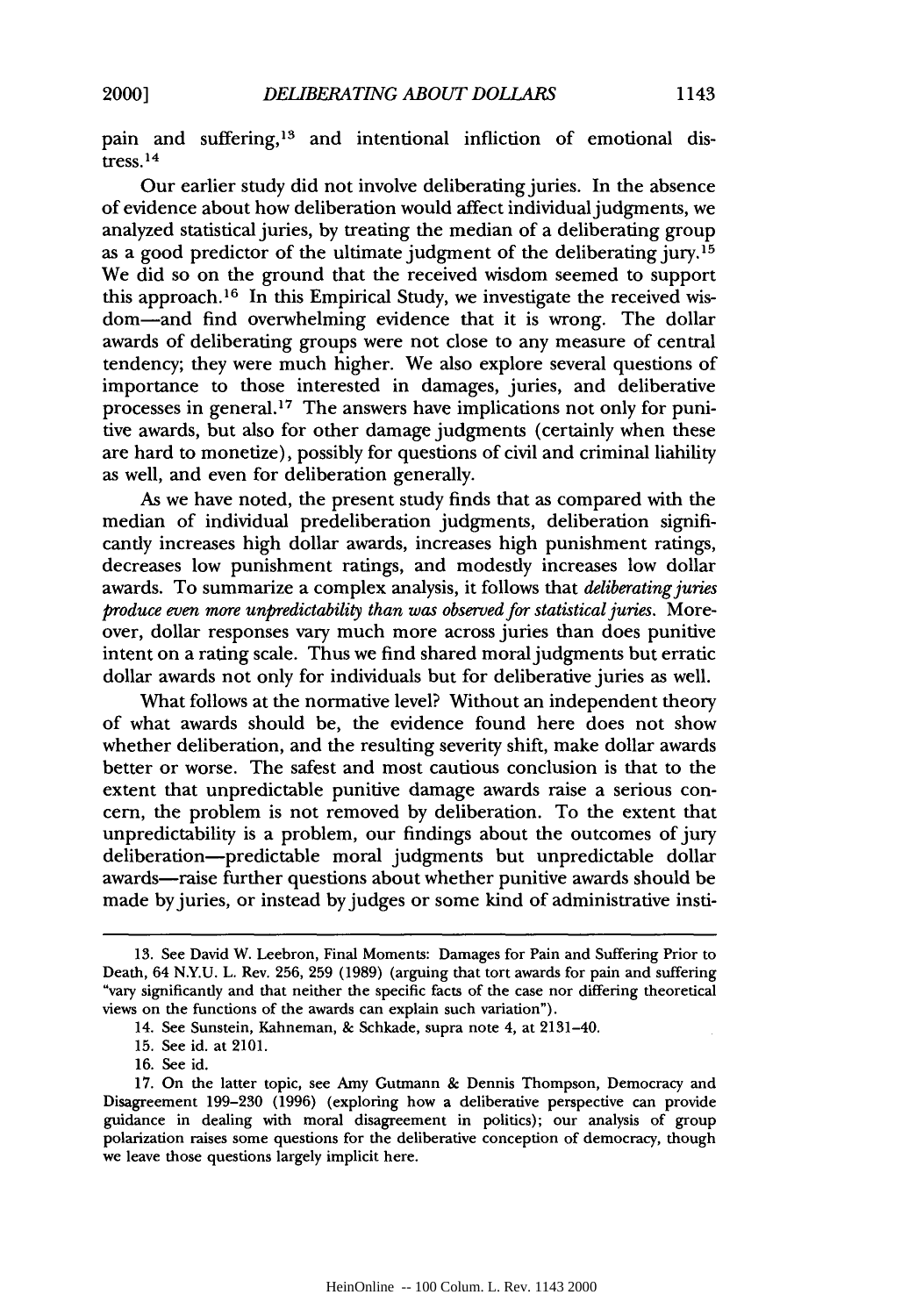pain and suffering,[13] and intentional infliction of emotional distress.[14]

Our earlier study did not involve deliberating juries. In the absence of evidence about how deliberation would affect individual judgments, we analyzed statistical juries, by treating the median of a deliberating group as a good predictor of the ultimate judgment of the deliberating jury.[15] We did so on the ground that the received wisdom seemed to support this approach.[16] In this Empirical Study, we investigate the received wisdom—and find overwhelming evidence that it is wrong. The dollar awards of deliberating groups were not close to any measure of central tendency; they were much higher. We also explore several questions of importance to those interested in damages, juries, and deliberative processes in general.[17] The answers have implications not only for punitive awards, but also for other damage judgments (certainly when these are hard to monetize), possibly for questions of civil and criminal liability as well, and even for deliberation generally.

As we have noted, the present study finds that as compared with the median of individual predeliberation judgments, deliberation significantly increases high dollar awards, increases high punishment ratings, decreases low punishment ratings, and modestly increases low dollar awards. To summarize a complex analysis, it follows that *deliberating juries produce even more unpredictability than was observed for statistical juries*. Moreover, dollar responses vary much more across juries than does punitive intent on a rating scale. Thus we find shared moral judgments but erratic dollar awards not only for individuals but for deliberative juries as well.

What follows at the normative level? Without an independent theory of what awards should be, the evidence found here does not show whether deliberation, and the resulting severity shift, make dollar awards better or worse. The safest and most cautious conclusion is that to the extent that unpredictable punitive damage awards raise a serious concern, the problem is not removed by deliberation. To the extent that unpredictability is a problem, our findings about the outcomes of jury deliberation—predictable moral judgments but unpredictable dollar awards—raise further questions about whether punitive awards should be made by juries, or instead by judges or some kind of administrative insti-

---

13. See David W. Leebron, Final Moments: Damages for Pain and Suffering Prior to Death, 64 N.Y.U. L. Rev. 256, 259 (1989) (arguing that tort awards for pain and suffering "vary significantly and that neither the specific facts of the case nor differing theoretical views on the functions of the awards can explain such variation").

14. See Sunstein, Kahneman, & Schkade, supra note 4, at 2131–40.

15. See id. at 2101.

16. See id.

17. On the latter topic, see Amy Gutmann & Dennis Thompson, Democracy and Disagreement 199–230 (1996) (exploring how a deliberative perspective can provide guidance in dealing with moral disagreement in politics); our analysis of group polarization raises some questions for the deliberative conception of democracy, though we leave those questions largely implicit here.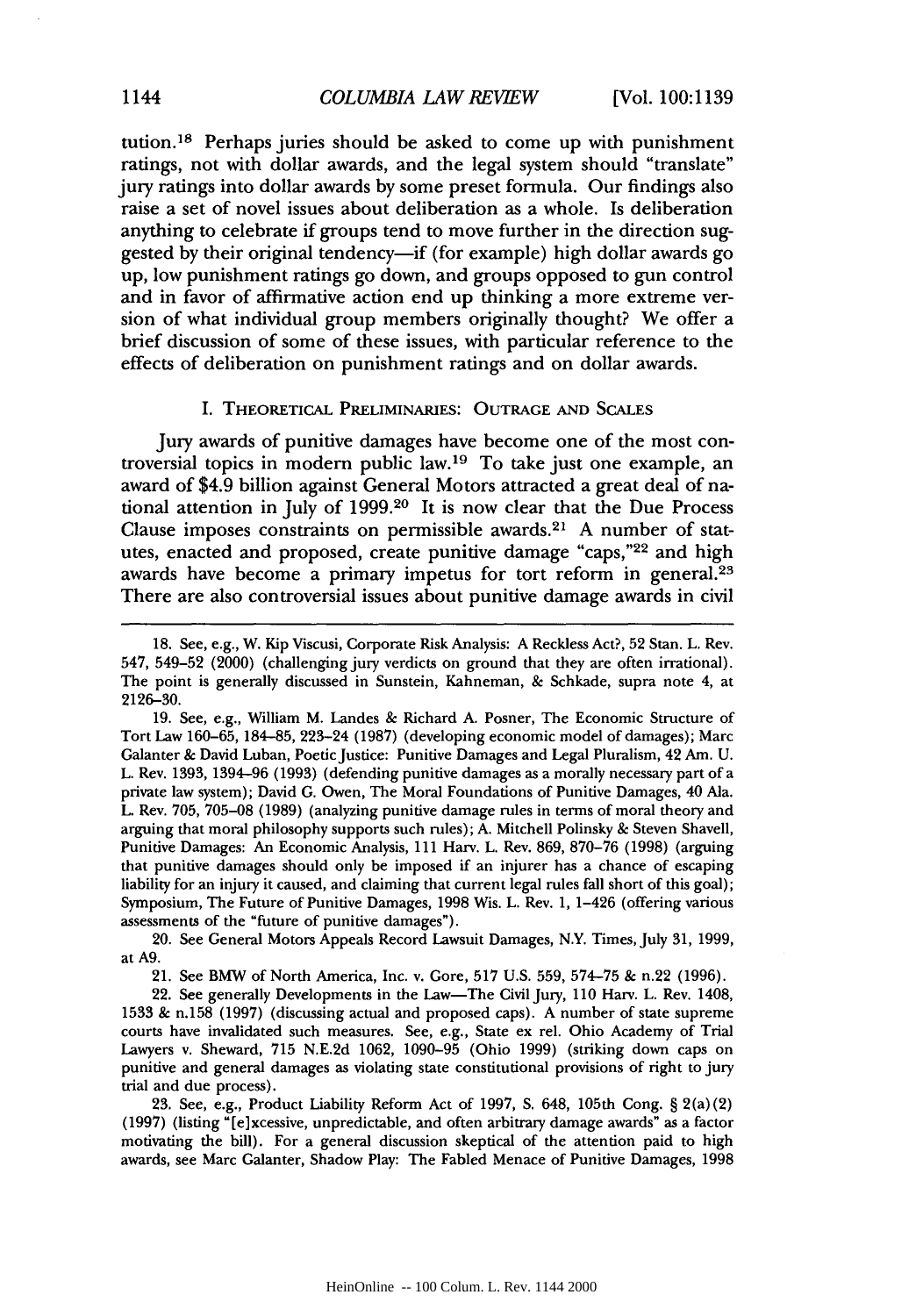tution.[18] Perhaps juries should be asked to come up with punishment ratings, not with dollar awards, and the legal system should "translate" jury ratings into dollar awards by some preset formula. Our findings also raise a set of novel issues about deliberation as a whole. Is deliberation anything to celebrate if groups tend to move further in the direction suggested by their original tendency—if (for example) high dollar awards go up, low punishment ratings go down, and groups opposed to gun control and in favor of affirmative action end up thinking a more extreme version of what individual group members originally thought? We offer a brief discussion of some of these issues, with particular reference to the effects of deliberation on punishment ratings and on dollar awards.

## I. Theoretical Preliminaries: Outrage and Scales

Jury awards of punitive damages have become one of the most controversial topics in modern public law.[19] To take just one example, an award of $4.9 billion against General Motors attracted a great deal of national attention in July of 1999.[20] It is now clear that the Due Process Clause imposes constraints on permissible awards.[21] A number of statutes, enacted and proposed, create punitive damage "caps,"[22] and high awards have become a primary impetus for tort reform in general.[23] There are also controversial issues about punitive damage awards in civil

---

18. See, e.g., W. Kip Viscusi, Corporate Risk Analysis: A Reckless Act?, 52 Stan. L. Rev. 547, 549–52 (2000) (challenging jury verdicts on ground that they are often irrational). The point is generally discussed in Sunstein, Kahneman, & Schkade, supra note 4, at 2126–30.

19. See, e.g., William M. Landes & Richard A. Posner, The Economic Structure of Tort Law 160–65, 184–85, 223–24 (1987) (developing economic model of damages); Marc Galanter & David Luban, Poetic Justice: Punitive Damages and Legal Pluralism, 42 Am. U. L. Rev. 1393, 1394–96 (1993) (defending punitive damages as a morally necessary part of a private law system); David G. Owen, The Moral Foundations of Punitive Damages, 40 Ala. L. Rev. 705, 705–08 (1989) (analyzing punitive damage rules in terms of moral theory and arguing that moral philosophy supports such rules); A. Mitchell Polinsky & Steven Shavell, Punitive Damages: An Economic Analysis, 111 Harv. L. Rev. 869, 870–76 (1998) (arguing that punitive damages should only be imposed if an injurer has a chance of escaping liability for an injury it caused, and claiming that current legal rules fall short of this goal); Symposium, The Future of Punitive Damages, 1998 Wis. L. Rev. 1, 1–426 (offering various assessments of the "future of punitive damages").

20. See General Motors Appeals Record Lawsuit Damages, N.Y. Times, July 31, 1999, at A9.

21. See BMW of North America, Inc. v. Gore, 517 U.S. 559, 574–75 & n.22 (1996).

22. See generally Developments in the Law—The Civil Jury, 110 Harv. L. Rev. 1408, 1533 & n.158 (1997) (discussing actual and proposed caps). A number of state supreme courts have invalidated such measures. See, e.g., State ex rel. Ohio Academy of Trial Lawyers v. Sheward, 715 N.E.2d 1062, 1090–95 (Ohio 1999) (striking down caps on punitive and general damages as violating state constitutional provisions of right to jury trial and due process).

23. See, e.g., Product Liability Reform Act of 1997, S. 648, 105th Cong. § 2(a)(2) (1997) (listing "[e]xcessive, unpredictable, and often arbitrary damage awards" as a factor motivating the bill). For a general discussion skeptical of the attention paid to high awards, see Marc Galanter, Shadow Play: The Fabled Menace of Punitive Damages, 1998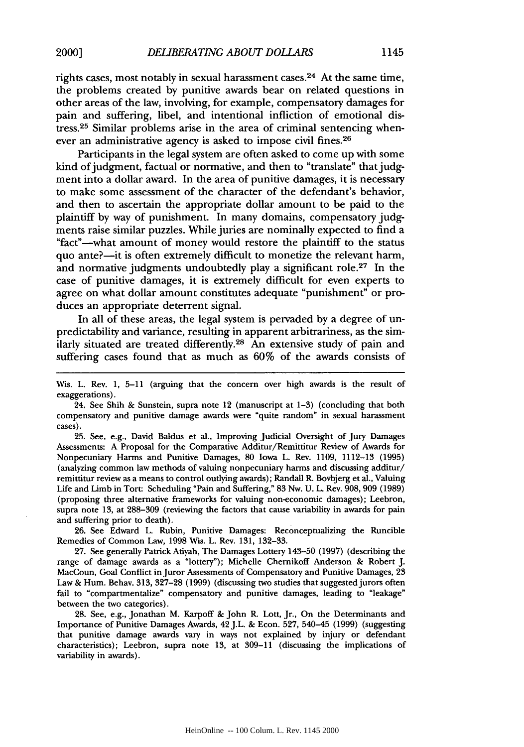rights cases, most notably in sexual harassment cases.[24] At the same time, the problems created by punitive awards bear on related questions in other areas of the law, involving, for example, compensatory damages for pain and suffering, libel, and intentional infliction of emotional distress.[25] Similar problems arise in the area of criminal sentencing whenever an administrative agency is asked to impose civil fines.[26]

Participants in the legal system are often asked to come up with some kind of judgment, factual or normative, and then to "translate" that judgment into a dollar award. In the area of punitive damages, it is necessary to make some assessment of the character of the defendant's behavior, and then to ascertain the appropriate dollar amount to be paid to the plaintiff by way of punishment. In many domains, compensatory judgments raise similar puzzles. While juries are nominally expected to find a "fact"—what amount of money would restore the plaintiff to the status quo ante?—it is often extremely difficult to monetize the relevant harm, and normative judgments undoubtedly play a significant role.[27] In the case of punitive damages, it is extremely difficult for even experts to agree on what dollar amount constitutes adequate "punishment" or produces an appropriate deterrent signal.

In all of these areas, the legal system is pervaded by a degree of unpredictability and variance, resulting in apparent arbitrariness, as the similarly situated are treated differently.[28] An extensive study of pain and suffering cases found that as much as 60% of the awards consists of

---

Wis. L. Rev. 1, 5–11 (arguing that the concern over high awards is the result of exaggerations).

24. See Shih & Sunstein, supra note 12 (manuscript at 1–3) (concluding that both compensatory and punitive damage awards were "quite random" in sexual harassment cases).

25. See, e.g., David Baldus et al., Improving Judicial Oversight of Jury Damages Assessments: A Proposal for the Comparative Additur/Remittitur Review of Awards for Nonpecuniary Harms and Punitive Damages, 80 Iowa L. Rev. 1109, 1112–13 (1995) (analyzing common law methods of valuing nonpecuniary harms and discussing additur/remittitur review as a means to control outlying awards); Randall R. Bovbjerg et al., Valuing Life and Limb in Tort: Scheduling "Pain and Suffering," 83 Nw. U. L. Rev. 908, 909 (1989) (proposing three alternative frameworks for valuing non-economic damages); Leebron, supra note 13, at 288–309 (reviewing the factors that cause variability in awards for pain and suffering prior to death).

26. See Edward L. Rubin, Punitive Damages: Reconceptualizing the Runcible Remedies of Common Law, 1998 Wis. L. Rev. 131, 132–33.

27. See generally Patrick Atiyah, The Damages Lottery 143–50 (1997) (describing the range of damage awards as a "lottery"); Michelle Chernikoff Anderson & Robert J. MacCoun, Goal Conflict in Juror Assessments of Compensatory and Punitive Damages, 23 Law & Hum. Behav. 313, 327–28 (1999) (discussing two studies that suggested jurors often fail to "compartmentalize" compensatory and punitive damages, leading to "leakage" between the two categories).

28. See, e.g., Jonathan M. Karpoff & John R. Lott, Jr., On the Determinants and Importance of Punitive Damages Awards, 42 J.L. & Econ. 527, 540–45 (1999) (suggesting that punitive damage awards vary in ways not explained by injury or defendant characteristics); Leebron, supra note 13, at 309–11 (discussing the implications of variability in awards).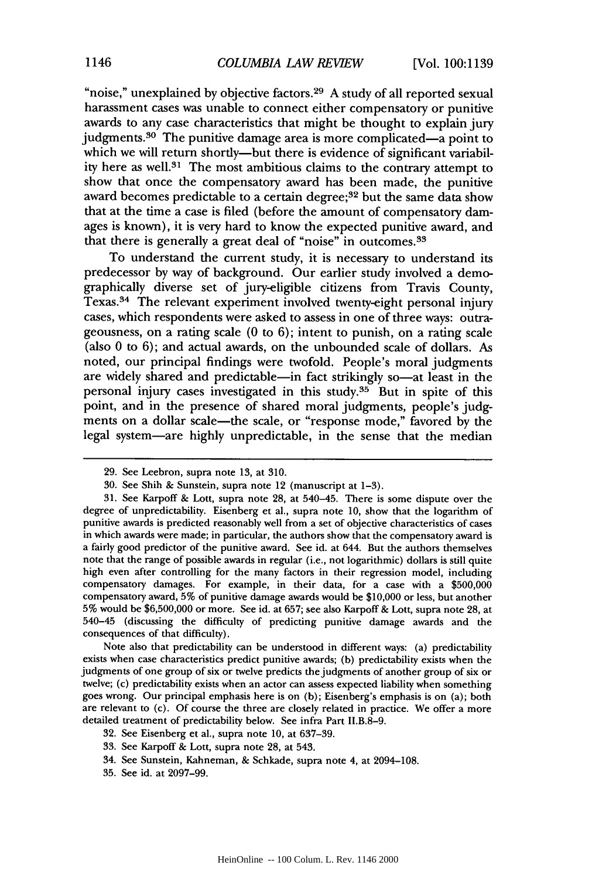"noise," unexplained by objective factors.[29] A study of all reported sexual harassment cases was unable to connect either compensatory or punitive awards to any case characteristics that might be thought to explain jury judgments.[30] The punitive damage area is more complicated—a point to which we will return shortly—but there is evidence of significant variability here as well.[31] The most ambitious claims to the contrary attempt to show that once the compensatory award has been made, the punitive award becomes predictable to a certain degree;[32] but the same data show that at the time a case is filed (before the amount of compensatory damages is known), it is very hard to know the expected punitive award, and that there is generally a great deal of "noise" in outcomes.[33]

To understand the current study, it is necessary to understand its predecessor by way of background. Our earlier study involved a demographically diverse set of jury-eligible citizens from Travis County, Texas.[34] The relevant experiment involved twenty-eight personal injury cases, which respondents were asked to assess in one of three ways: outrageousness, on a rating scale (0 to 6); intent to punish, on a rating scale (also 0 to 6); and actual awards, on the unbounded scale of dollars. As noted, our principal findings were twofold. People's moral judgments are widely shared and predictable—in fact strikingly so—at least in the personal injury cases investigated in this study.[35] But in spite of this point, and in the presence of shared moral judgments, people's judgments on a dollar scale—the scale, or "response mode," favored by the legal system—are highly unpredictable, in the sense that the median

---

29. See Leebron, supra note 13, at 310.

30. See Shih & Sunstein, supra note 12 (manuscript at 1–3).

31. See Karpoff & Lott, supra note 28, at 540–45. There is some dispute over the degree of unpredictability. Eisenberg et al., supra note 10, show that the logarithm of punitive awards is predicted reasonably well from a set of objective characteristics of cases in which awards were made; in particular, the authors show that the compensatory award is a fairly good predictor of the punitive award. See id. at 644. But the authors themselves note that the range of possible awards in regular (i.e., not logarithmic) dollars is still quite high even after controlling for the many factors in their regression model, including compensatory damages. For example, in their data, for a case with a $500,000 compensatory award, 5% of punitive damage awards would be $10,000 or less, but another 5% would be $6,500,000 or more. See id. at 657; see also Karpoff & Lott, supra note 28, at 540–45 (discussing the difficulty of predicting punitive damage awards and the consequences of that difficulty).

Note also that predictability can be understood in different ways: (a) predictability exists when case characteristics predict punitive awards; (b) predictability exists when the judgments of one group of six or twelve predicts the judgments of another group of six or twelve; (c) predictability exists when an actor can assess expected liability when something goes wrong. Our principal emphasis here is on (b); Eisenberg's emphasis is on (a); both are relevant to (c). Of course the three are closely related in practice. We offer a more detailed treatment of predictability below. See infra Part II.B.8–9.

32. See Eisenberg et al., supra note 10, at 637–39.

33. See Karpoff & Lott, supra note 28, at 543.

34. See Sunstein, Kahneman, & Schkade, supra note 4, at 2094–108.

35. See id. at 2097–99.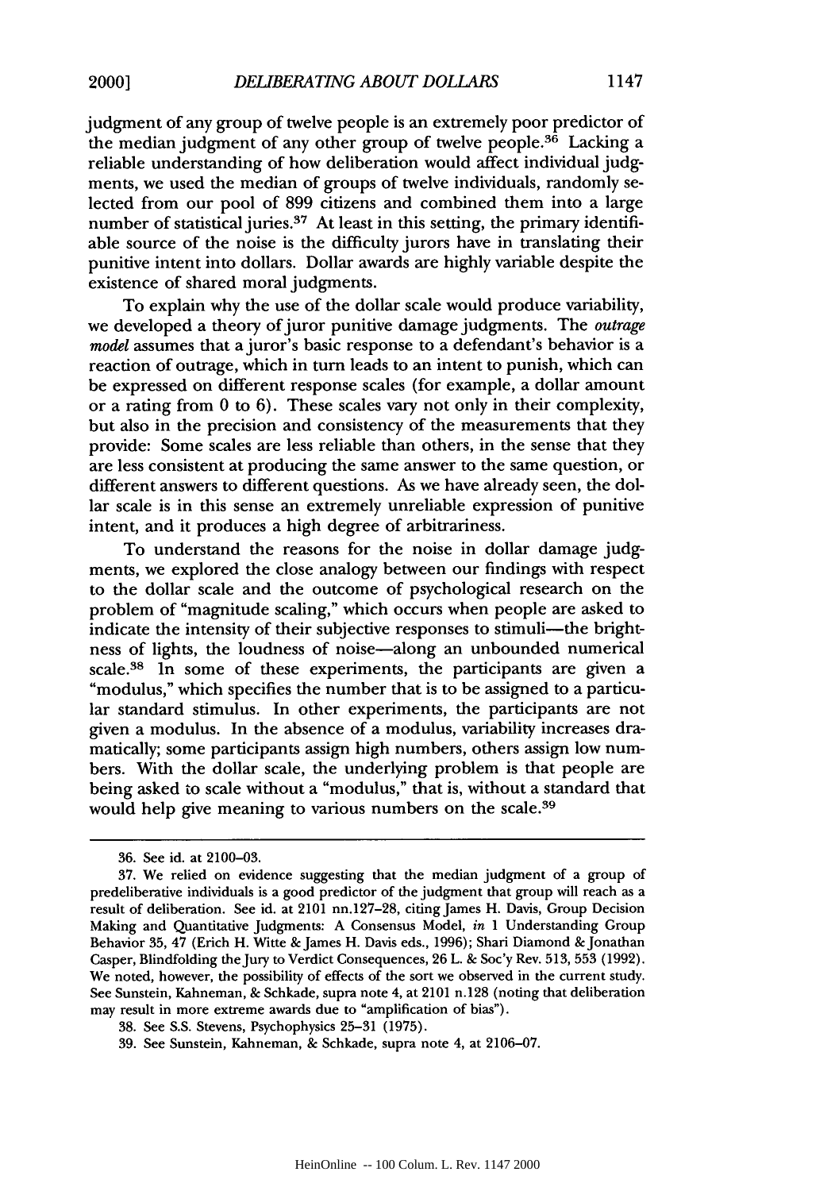judgment of any group of twelve people is an extremely poor predictor of the median judgment of any other group of twelve people.[36] Lacking a reliable understanding of how deliberation would affect individual judgments, we used the median of groups of twelve individuals, randomly selected from our pool of 899 citizens and combined them into a large number of statistical juries.[37] At least in this setting, the primary identifiable source of the noise is the difficulty jurors have in translating their punitive intent into dollars. Dollar awards are highly variable despite the existence of shared moral judgments.

To explain why the use of the dollar scale would produce variability, we developed a theory of juror punitive damage judgments. The *outrage model* assumes that a juror's basic response to a defendant's behavior is a reaction of outrage, which in turn leads to an intent to punish, which can be expressed on different response scales (for example, a dollar amount or a rating from 0 to 6). These scales vary not only in their complexity, but also in the precision and consistency of the measurements that they provide: Some scales are less reliable than others, in the sense that they are less consistent at producing the same answer to the same question, or different answers to different questions. As we have already seen, the dollar scale is in this sense an extremely unreliable expression of punitive intent, and it produces a high degree of arbitrariness.

To understand the reasons for the noise in dollar damage judgments, we explored the close analogy between our findings with respect to the dollar scale and the outcome of psychological research on the problem of "magnitude scaling," which occurs when people are asked to indicate the intensity of their subjective responses to stimuli—the brightness of lights, the loudness of noise—along an unbounded numerical scale.[38] In some of these experiments, the participants are given a "modulus," which specifies the number that is to be assigned to a particular standard stimulus. In other experiments, the participants are not given a modulus. In the absence of a modulus, variability increases dramatically; some participants assign high numbers, others assign low numbers. With the dollar scale, the underlying problem is that people are being asked to scale without a "modulus," that is, without a standard that would help give meaning to various numbers on the scale.[39]

---

36. See id. at 2100–03.

37. We relied on evidence suggesting that the median judgment of a group of predeliberative individuals is a good predictor of the judgment that group will reach as a result of deliberation. See id. at 2101 nn.127–28, citing James H. Davis, Group Decision Making and Quantitative Judgments: A Consensus Model, *in* 1 Understanding Group Behavior 35, 47 (Erich H. Witte & James H. Davis eds., 1996); Shari Diamond & Jonathan Casper, Blindfolding the Jury to Verdict Consequences, 26 L. & Soc'y Rev. 513, 553 (1992). We noted, however, the possibility of effects of the sort we observed in the current study. See Sunstein, Kahneman, & Schkade, supra note 4, at 2101 n.128 (noting that deliberation may result in more extreme awards due to "amplification of bias").

38. See S.S. Stevens, Psychophysics 25–31 (1975).

39. See Sunstein, Kahneman, & Schkade, supra note 4, at 2106–07.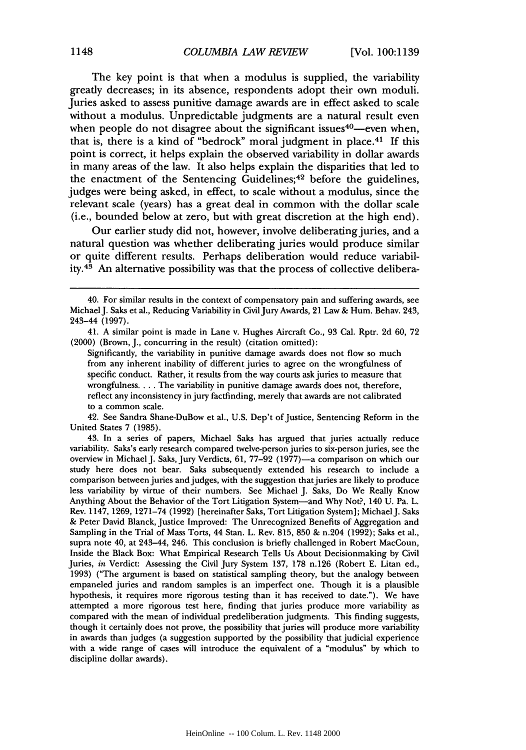The key point is that when a modulus is supplied, the variability greatly decreases; in its absence, respondents adopt their own moduli. Juries asked to assess punitive damage awards are in effect asked to scale without a modulus. Unpredictable judgments are a natural result even when people do not disagree about the significant issues[40]—even when, that is, there is a kind of "bedrock" moral judgment in place.[41] If this point is correct, it helps explain the observed variability in dollar awards in many areas of the law. It also helps explain the disparities that led to the enactment of the Sentencing Guidelines;[42] before the guidelines, judges were being asked, in effect, to scale without a modulus, since the relevant scale (years) has a great deal in common with the dollar scale (i.e., bounded below at zero, but with great discretion at the high end).

Our earlier study did not, however, involve deliberating juries, and a natural question was whether deliberating juries would produce similar or quite different results. Perhaps deliberation would reduce variability.[43] An alternative possibility was that the process of collective delibera-

---

40. For similar results in the context of compensatory pain and suffering awards, see Michael J. Saks et al., Reducing Variability in Civil Jury Awards, 21 Law & Hum. Behav. 243, 243–44 (1997).

41. A similar point is made in Lane v. Hughes Aircraft Co., 93 Cal. Rptr. 2d 60, 72 (2000) (Brown, J., concurring in the result) (citation omitted):

> Significantly, the variability in punitive damage awards does not flow so much from any inherent inability of different juries to agree on the wrongfulness of specific conduct. Rather, it results from the way courts ask juries to measure that wrongfulness. . . . The variability in punitive damage awards does not, therefore, reflect any inconsistency in jury factfinding, merely that awards are not calibrated to a common scale.

42. See Sandra Shane-DuBow et al., U.S. Dep't of Justice, Sentencing Reform in the United States 7 (1985).

43. In a series of papers, Michael Saks has argued that juries actually reduce variability. Saks's early research compared twelve-person juries to six-person juries, see the overview in Michael J. Saks, Jury Verdicts, 61, 77–92 (1977)—a comparison on which our study here does not bear. Saks subsequently extended his research to include a comparison between juries and judges, with the suggestion that juries are likely to produce less variability by virtue of their numbers. See Michael J. Saks, Do We Really Know Anything About the Behavior of the Tort Litigation System—and Why Not?, 140 U. Pa. L. Rev. 1147, 1269, 1271–74 (1992) [hereinafter Saks, Tort Litigation System]; Michael J. Saks & Peter David Blanck, Justice Improved: The Unrecognized Benefits of Aggregation and Sampling in the Trial of Mass Torts, 44 Stan. L. Rev. 815, 850 & n.204 (1992); Saks et al., supra note 40, at 243–44, 246. This conclusion is briefly challenged in Robert MacCoun, Inside the Black Box: What Empirical Research Tells Us About Decisionmaking by Civil Juries, *in* Verdict: Assessing the Civil Jury System 137, 178 n.126 (Robert E. Litan ed., 1993) ("The argument is based on statistical sampling theory, but the analogy between empaneled juries and random samples is an imperfect one. Though it is a plausible hypothesis, it requires more rigorous testing than it has received to date."). We have attempted a more rigorous test here, finding that juries produce more variability as compared with the mean of individual predeliberation judgments. This finding suggests, though it certainly does not prove, the possibility that juries will produce more variability in awards than judges (a suggestion supported by the possibility that judicial experience with a wide range of cases will introduce the equivalent of a "modulus" by which to discipline dollar awards).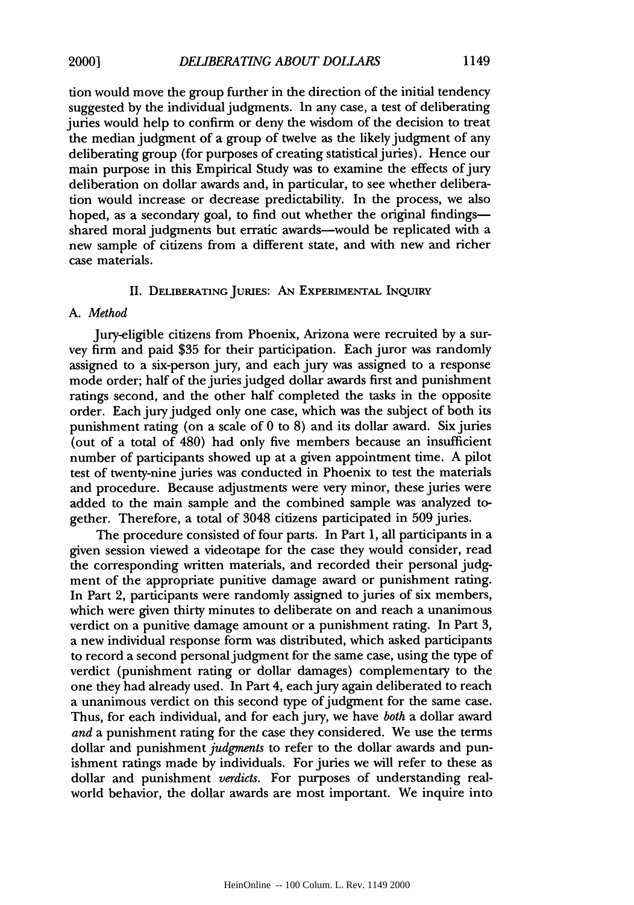tion would move the group further in the direction of the initial tendency suggested by the individual judgments. In any case, a test of deliberating juries would help to confirm or deny the wisdom of the decision to treat the median judgment of a group of twelve as the likely judgment of any deliberating group (for purposes of creating statistical juries). Hence our main purpose in this Empirical Study was to examine the effects of jury deliberation on dollar awards and, in particular, to see whether deliberation would increase or decrease predictability. In the process, we also hoped, as a secondary goal, to find out whether the original findings—shared moral judgments but erratic awards—would be replicated with a new sample of citizens from a different state, and with new and richer case materials.

## II. Deliberating Juries: An Experimental Inquiry

### A. *Method*

Jury-eligible citizens from Phoenix, Arizona were recruited by a survey firm and paid $35 for their participation. Each juror was randomly assigned to a six-person jury, and each jury was assigned to a response mode order; half of the juries judged dollar awards first and punishment ratings second, and the other half completed the tasks in the opposite order. Each jury judged only one case, which was the subject of both its punishment rating (on a scale of 0 to 8) and its dollar award. Six juries (out of a total of 480) had only five members because an insufficient number of participants showed up at a given appointment time. A pilot test of twenty-nine juries was conducted in Phoenix to test the materials and procedure. Because adjustments were very minor, these juries were added to the main sample and the combined sample was analyzed together. Therefore, a total of 3048 citizens participated in 509 juries.

The procedure consisted of four parts. In Part 1, all participants in a given session viewed a videotape for the case they would consider, read the corresponding written materials, and recorded their personal judgment of the appropriate punitive damage award or punishment rating. In Part 2, participants were randomly assigned to juries of six members, which were given thirty minutes to deliberate on and reach a unanimous verdict on a punitive damage amount or a punishment rating. In Part 3, a new individual response form was distributed, which asked participants to record a second personal judgment for the same case, using the type of verdict (punishment rating or dollar damages) complementary to the one they had already used. In Part 4, each jury again deliberated to reach a unanimous verdict on this second type of judgment for the same case. Thus, for each individual, and for each jury, we have *both* a dollar award *and* a punishment rating for the case they considered. We use the terms dollar and punishment *judgments* to refer to the dollar awards and punishment ratings made by individuals. For juries we will refer to these as dollar and punishment *verdicts*. For purposes of understanding real-world behavior, the dollar awards are most important. We inquire into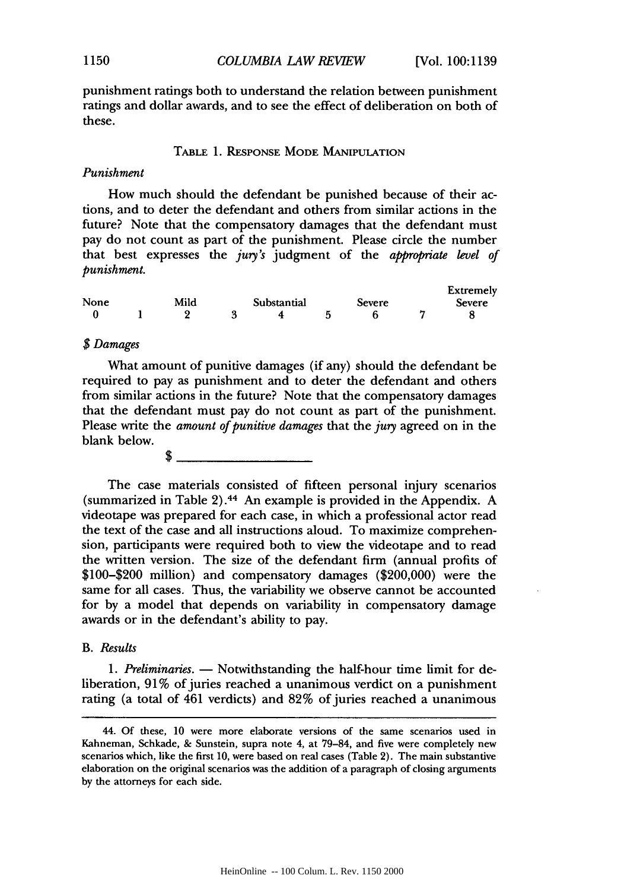punishment ratings both to understand the relation between punishment ratings and dollar awards, and to see the effect of deliberation on both of these.

TABLE 1. RESPONSE MODE MANIPULATION

*Punishment*

How much should the defendant be punished because of their actions, and to deter the defendant and others from similar actions in the future? Note that the compensatory damages that the defendant must pay do not count as part of the punishment. Please circle the number that best expresses the *jury's* judgment of the *appropriate level of punishment.*

| | | | | | | | | |
|---|---|---|---|---|---|---|---|---|
| None | | Mild | | Substantial | | Severe | | Extremely Severe |
| 0 | 1 | 2 | 3 | 4 | 5 | 6 | 7 | 8 |

*$ Damages*

What amount of punitive damages (if any) should the defendant be required to pay as punishment and to deter the defendant and others from similar actions in the future? Note that the compensatory damages that the defendant must pay do not count as part of the punishment. Please write the *amount of punitive damages* that the *jury* agreed on in the blank below.

$ ____________________

The case materials consisted of fifteen personal injury scenarios (summarized in Table 2).[44] An example is provided in the Appendix. A videotape was prepared for each case, in which a professional actor read the text of the case and all instructions aloud. To maximize comprehension, participants were required both to view the videotape and to read the written version. The size of the defendant firm (annual profits of $100–$200 million) and compensatory damages ($200,000) were the same for all cases. Thus, the variability we observe cannot be accounted for by a model that depends on variability in compensatory damage awards or in the defendant's ability to pay.

## B. *Results*

1. *Preliminaries.* — Notwithstanding the half-hour time limit for deliberation, 91% of juries reached a unanimous verdict on a punishment rating (a total of 461 verdicts) and 82% of juries reached a unanimous

44. Of these, 10 were more elaborate versions of the same scenarios used in Kahneman, Schkade, & Sunstein, supra note 4, at 79–84, and five were completely new scenarios which, like the first 10, were based on real cases (Table 2). The main substantive elaboration on the original scenarios was the addition of a paragraph of closing arguments by the attorneys for each side.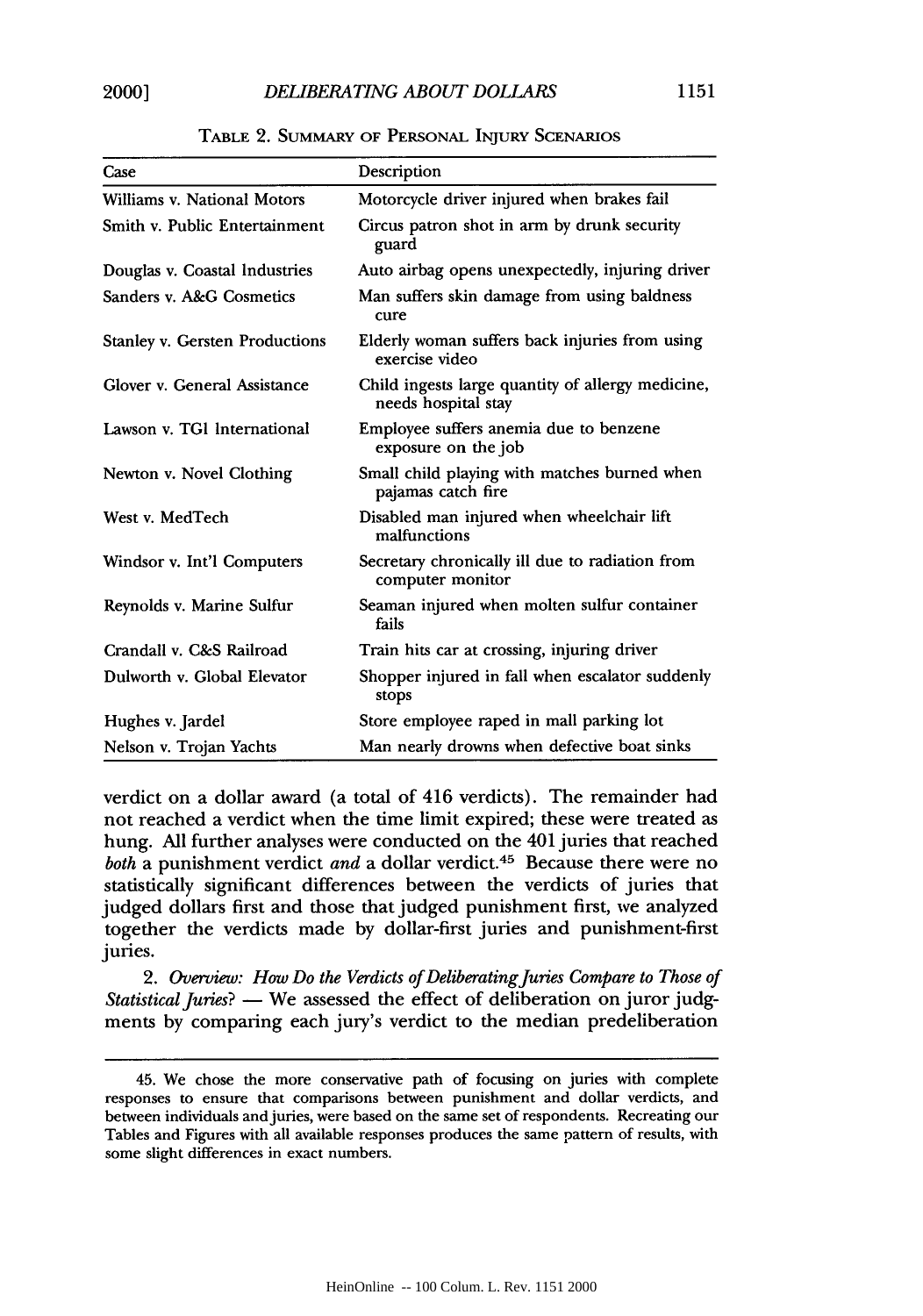TABLE 2. SUMMARY OF PERSONAL INJURY SCENARIOS

| Case | Description |
|---|---|
| Williams v. National Motors | Motorcycle driver injured when brakes fail |
| Smith v. Public Entertainment | Circus patron shot in arm by drunk security guard |
| Douglas v. Coastal Industries | Auto airbag opens unexpectedly, injuring driver |
| Sanders v. A&G Cosmetics | Man suffers skin damage from using baldness cure |
| Stanley v. Gersten Productions | Elderly woman suffers back injuries from using exercise video |
| Glover v. General Assistance | Child ingests large quantity of allergy medicine, needs hospital stay |
| Lawson v. TGI International | Employee suffers anemia due to benzene exposure on the job |
| Newton v. Novel Clothing | Small child playing with matches burned when pajamas catch fire |
| West v. MedTech | Disabled man injured when wheelchair lift malfunctions |
| Windsor v. Int'l Computers | Secretary chronically ill due to radiation from computer monitor |
| Reynolds v. Marine Sulfur | Seaman injured when molten sulfur container fails |
| Crandall v. C&S Railroad | Train hits car at crossing, injuring driver |
| Dulworth v. Global Elevator | Shopper injured in fall when escalator suddenly stops |
| Hughes v. Jardel | Store employee raped in mall parking lot |
| Nelson v. Trojan Yachts | Man nearly drowns when defective boat sinks |

verdict on a dollar award (a total of 416 verdicts). The remainder had not reached a verdict when the time limit expired; these were treated as hung. All further analyses were conducted on the 401 juries that reached *both* a punishment verdict *and* a dollar verdict.[45] Because there were no statistically significant differences between the verdicts of juries that judged dollars first and those that judged punishment first, we analyzed together the verdicts made by dollar-first juries and punishment-first juries.

2. *Overview: How Do the Verdicts of Deliberating Juries Compare to Those of Statistical Juries?* — We assessed the effect of deliberation on juror judgments by comparing each jury's verdict to the median predeliberation

45. We chose the more conservative path of focusing on juries with complete responses to ensure that comparisons between punishment and dollar verdicts, and between individuals and juries, were based on the same set of respondents. Recreating our Tables and Figures with all available responses produces the same pattern of results, with some slight differences in exact numbers.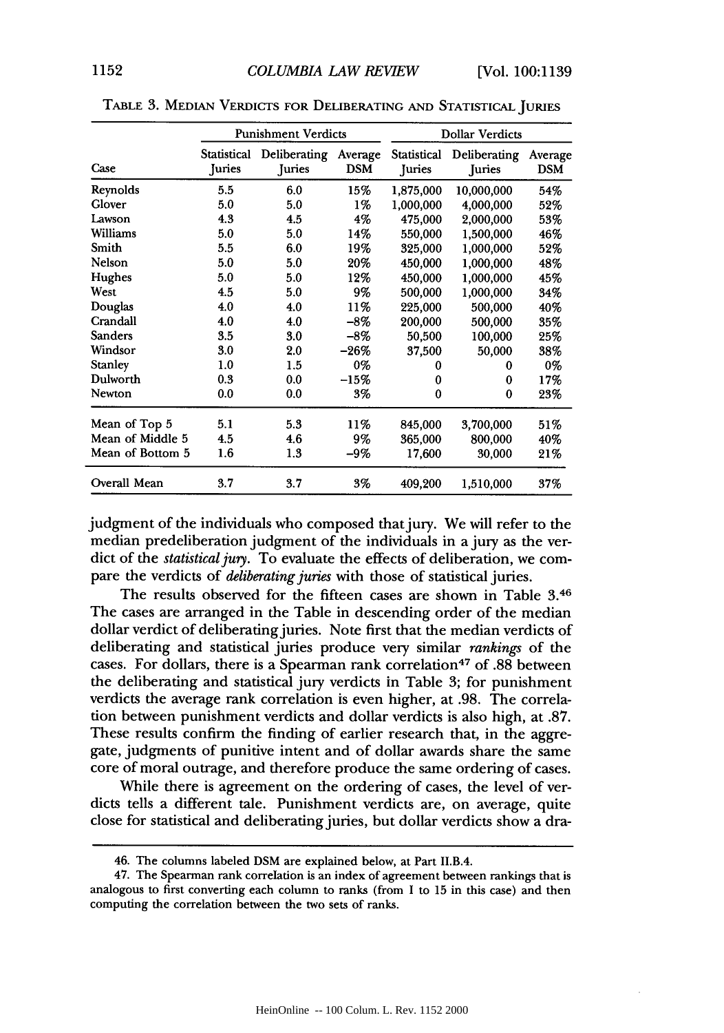TABLE 3. MEDIAN VERDICTS FOR DELIBERATING AND STATISTICAL JURIES

| | Punishment Verdicts | | | Dollar Verdicts | | |
|---|---|---|---|---|---|---|
| Case | Statistical Juries | Deliberating Juries | Average DSM | Statistical Juries | Deliberating Juries | Average DSM |
| Reynolds | 5.5 | 6.0 | 15% | 1,875,000 | 10,000,000 | 54% |
| Glover | 5.0 | 5.0 | 1% | 1,000,000 | 4,000,000 | 52% |
| Lawson | 4.3 | 4.5 | 4% | 475,000 | 2,000,000 | 53% |
| Williams | 5.0 | 5.0 | 14% | 550,000 | 1,500,000 | 46% |
| Smith | 5.5 | 6.0 | 19% | 325,000 | 1,000,000 | 52% |
| Nelson | 5.0 | 5.0 | 20% | 450,000 | 1,000,000 | 48% |
| Hughes | 5.0 | 5.0 | 12% | 450,000 | 1,000,000 | 45% |
| West | 4.5 | 5.0 | 9% | 500,000 | 1,000,000 | 34% |
| Douglas | 4.0 | 4.0 | 11% | 225,000 | 500,000 | 40% |
| Crandall | 4.0 | 4.0 | –8% | 200,000 | 500,000 | 35% |
| Sanders | 3.5 | 3.0 | –8% | 50,500 | 100,000 | 25% |
| Windsor | 3.0 | 2.0 | –26% | 37,500 | 50,000 | 38% |
| Stanley | 1.0 | 1.5 | 0% | 0 | 0 | 0% |
| Dulworth | 0.3 | 0.0 | –15% | 0 | 0 | 17% |
| Newton | 0.0 | 0.0 | 3% | 0 | 0 | 23% |
| Mean of Top 5 | 5.1 | 5.3 | 11% | 845,000 | 3,700,000 | 51% |
| Mean of Middle 5 | 4.5 | 4.6 | 9% | 365,000 | 800,000 | 40% |
| Mean of Bottom 5 | 1.6 | 1.3 | –9% | 17,600 | 30,000 | 21% |
| Overall Mean | 3.7 | 3.7 | 3% | 409,200 | 1,510,000 | 37% |

judgment of the individuals who composed that jury. We will refer to the median predeliberation judgment of the individuals in a jury as the verdict of the *statistical jury*. To evaluate the effects of deliberation, we compare the verdicts of *deliberating juries* with those of statistical juries.

The results observed for the fifteen cases are shown in Table 3.[46] The cases are arranged in the Table in descending order of the median dollar verdict of deliberating juries. Note first that the median verdicts of deliberating and statistical juries produce very similar *rankings* of the cases. For dollars, there is a Spearman rank correlation[47] of .88 between the deliberating and statistical jury verdicts in Table 3; for punishment verdicts the average rank correlation is even higher, at .98. The correlation between punishment verdicts and dollar verdicts is also high, at .87. These results confirm the finding of earlier research that, in the aggregate, judgments of punitive intent and of dollar awards share the same core of moral outrage, and therefore produce the same ordering of cases.

While there is agreement on the ordering of cases, the level of verdicts tells a different tale. Punishment verdicts are, on average, quite close for statistical and deliberating juries, but dollar verdicts show a dra-

46. The columns labeled DSM are explained below, at Part II.B.4.

47. The Spearman rank correlation is an index of agreement between rankings that is analogous to first converting each column to ranks (from 1 to 15 in this case) and then computing the correlation between the two sets of ranks.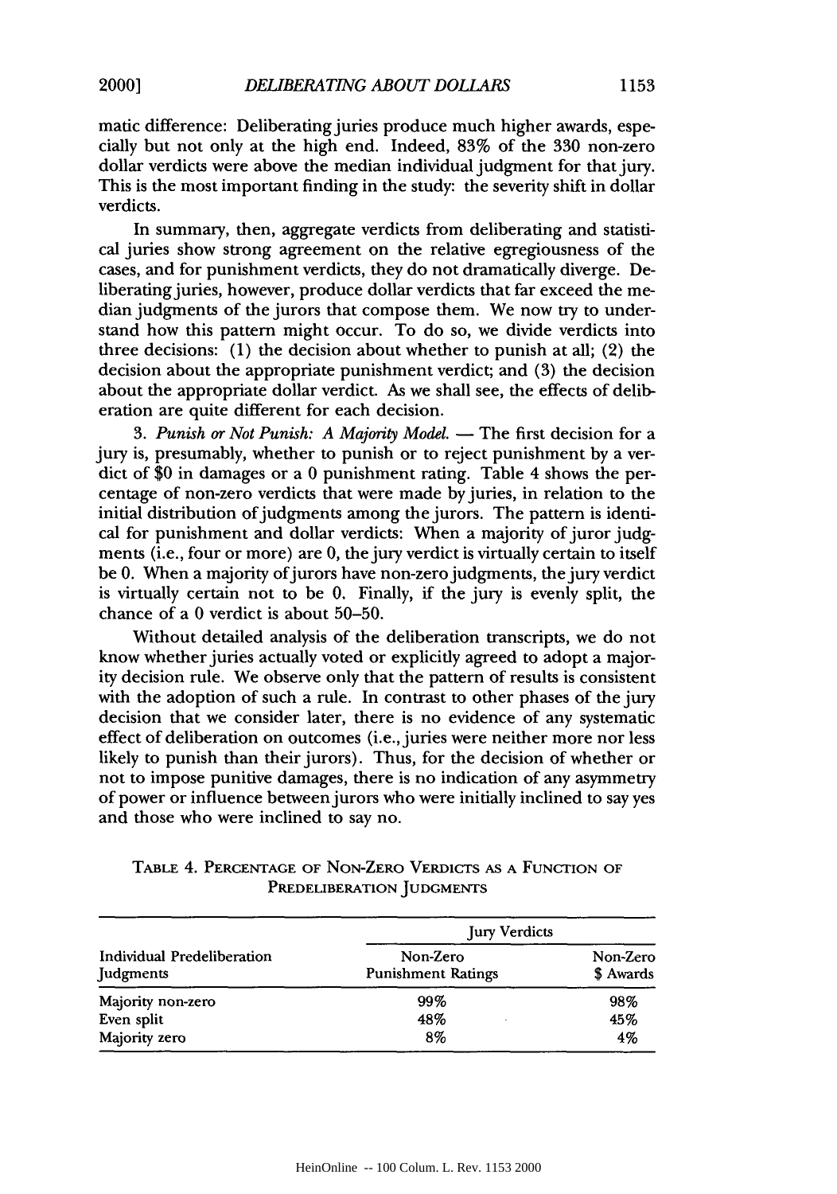matic difference: Deliberating juries produce much higher awards, especially but not only at the high end. Indeed, 83% of the 330 non-zero dollar verdicts were above the median individual judgment for that jury. This is the most important finding in the study: the severity shift in dollar verdicts.

In summary, then, aggregate verdicts from deliberating and statistical juries show strong agreement on the relative egregiousness of the cases, and for punishment verdicts, they do not dramatically diverge. Deliberating juries, however, produce dollar verdicts that far exceed the median judgments of the jurors that compose them. We now try to understand how this pattern might occur. To do so, we divide verdicts into three decisions: (1) the decision about whether to punish at all; (2) the decision about the appropriate punishment verdict; and (3) the decision about the appropriate dollar verdict. As we shall see, the effects of deliberation are quite different for each decision.

3. *Punish or Not Punish: A Majority Model.* — The first decision for a jury is, presumably, whether to punish or to reject punishment by a verdict of $0 in damages or a 0 punishment rating. Table 4 shows the percentage of non-zero verdicts that were made by juries, in relation to the initial distribution of judgments among the jurors. The pattern is identical for punishment and dollar verdicts: When a majority of juror judgments (i.e., four or more) are 0, the jury verdict is virtually certain to itself be 0. When a majority of jurors have non-zero judgments, the jury verdict is virtually certain not to be 0. Finally, if the jury is evenly split, the chance of a 0 verdict is about 50–50.

Without detailed analysis of the deliberation transcripts, we do not know whether juries actually voted or explicitly agreed to adopt a majority decision rule. We observe only that the pattern of results is consistent with the adoption of such a rule. In contrast to other phases of the jury decision that we consider later, there is no evidence of any systematic effect of deliberation on outcomes (i.e., juries were neither more nor less likely to punish than their jurors). Thus, for the decision of whether or not to impose punitive damages, there is no indication of any asymmetry of power or influence between jurors who were initially inclined to say yes and those who were inclined to say no.

TABLE 4. PERCENTAGE OF NON-ZERO VERDICTS AS A FUNCTION OF PREDELIBERATION JUDGMENTS

| Individual Predeliberation Judgments | Jury Verdicts: Non-Zero Punishment Ratings | Non-Zero $ Awards |
|---|---|---|
| Majority non-zero | 99% | 98% |
| Even split | 48% | 45% |
| Majority zero | 8% | 4% |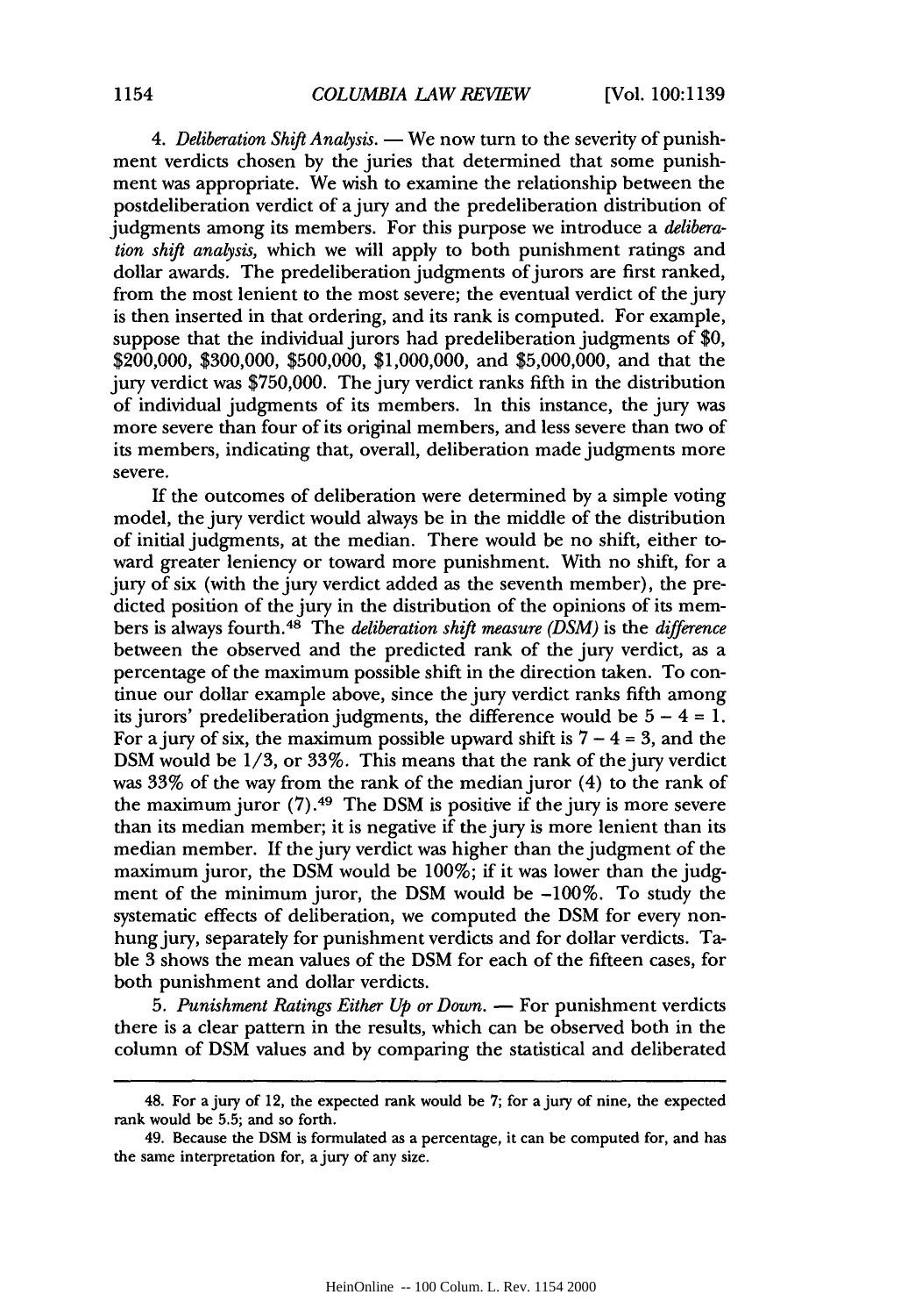4. *Deliberation Shift Analysis.* — We now turn to the severity of punishment verdicts chosen by the juries that determined that some punishment was appropriate. We wish to examine the relationship between the postdeliberation verdict of a jury and the predeliberation distribution of judgments among its members. For this purpose we introduce a *deliberation shift analysis,* which we will apply to both punishment ratings and dollar awards. The predeliberation judgments of jurors are first ranked, from the most lenient to the most severe; the eventual verdict of the jury is then inserted in that ordering, and its rank is computed. For example, suppose that the individual jurors had predeliberation judgments of $0, $200,000, $300,000, $500,000, $1,000,000, and $5,000,000, and that the jury verdict was $750,000. The jury verdict ranks fifth in the distribution of individual judgments of its members. In this instance, the jury was more severe than four of its original members, and less severe than two of its members, indicating that, overall, deliberation made judgments more severe.

If the outcomes of deliberation were determined by a simple voting model, the jury verdict would always be in the middle of the distribution of initial judgments, at the median. There would be no shift, either toward greater leniency or toward more punishment. With no shift, for a jury of six (with the jury verdict added as the seventh member), the predicted position of the jury in the distribution of the opinions of its members is always fourth.[48] The *deliberation shift measure (DSM)* is the *difference* between the observed and the predicted rank of the jury verdict, as a percentage of the maximum possible shift in the direction taken. To continue our dollar example above, since the jury verdict ranks fifth among its jurors' predeliberation judgments, the difference would be $5 - 4 = 1$. For a jury of six, the maximum possible upward shift is $7 - 4 = 3$, and the DSM would be $1/3$, or 33%. This means that the rank of the jury verdict was 33% of the way from the rank of the median juror (4) to the rank of the maximum juror (7).[49] The DSM is positive if the jury is more severe than its median member; it is negative if the jury is more lenient than its median member. If the jury verdict was higher than the judgment of the maximum juror, the DSM would be 100%; if it was lower than the judgment of the minimum juror, the DSM would be −100%. To study the systematic effects of deliberation, we computed the DSM for every nonhung jury, separately for punishment verdicts and for dollar verdicts. Table 3 shows the mean values of the DSM for each of the fifteen cases, for both punishment and dollar verdicts.

5. *Punishment Ratings Either Up or Down.* — For punishment verdicts there is a clear pattern in the results, which can be observed both in the column of DSM values and by comparing the statistical and deliberated

---

48. For a jury of 12, the expected rank would be 7; for a jury of nine, the expected rank would be 5.5; and so forth.

49. Because the DSM is formulated as a percentage, it can be computed for, and has the same interpretation for, a jury of any size.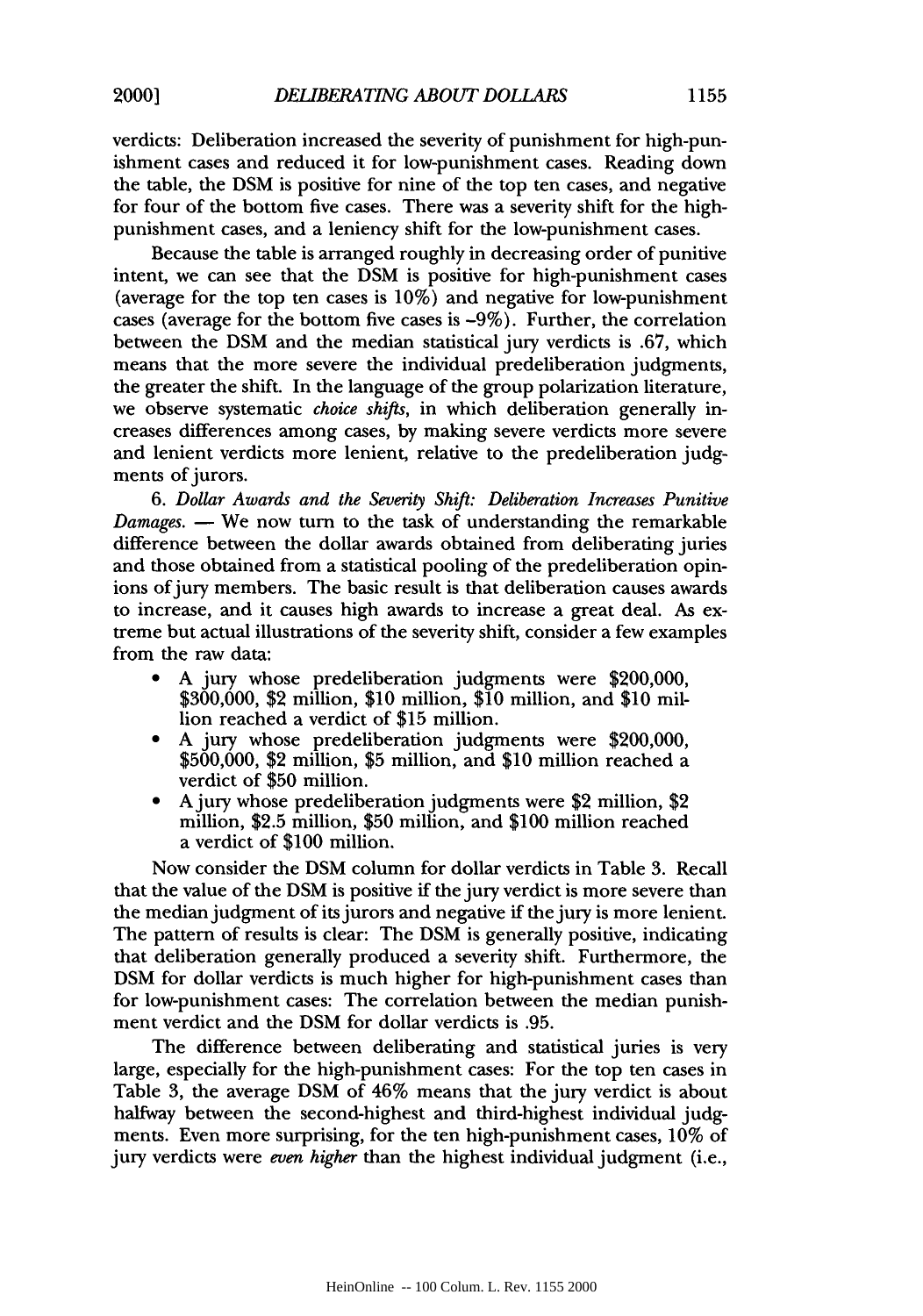verdicts: Deliberation increased the severity of punishment for high-punishment cases and reduced it for low-punishment cases. Reading down the table, the DSM is positive for nine of the top ten cases, and negative for four of the bottom five cases. There was a severity shift for the high-punishment cases, and a leniency shift for the low-punishment cases.

Because the table is arranged roughly in decreasing order of punitive intent, we can see that the DSM is positive for high-punishment cases (average for the top ten cases is 10%) and negative for low-punishment cases (average for the bottom five cases is -9%). Further, the correlation between the DSM and the median statistical jury verdicts is .67, which means that the more severe the individual predeliberation judgments, the greater the shift. In the language of the group polarization literature, we observe systematic *choice shifts*, in which deliberation generally increases differences among cases, by making severe verdicts more severe and lenient verdicts more lenient, relative to the predeliberation judgments of jurors.

6. *Dollar Awards and the Severity Shift: Deliberation Increases Punitive Damages.* — We now turn to the task of understanding the remarkable difference between the dollar awards obtained from deliberating juries and those obtained from a statistical pooling of the predeliberation opinions of jury members. The basic result is that deliberation causes awards to increase, and it causes high awards to increase a great deal. As extreme but actual illustrations of the severity shift, consider a few examples from the raw data:

- A jury whose predeliberation judgments were $200,000, $300,000, $2 million, $10 million, $10 million, and $10 million reached a verdict of $15 million.
- A jury whose predeliberation judgments were $200,000, $500,000, $2 million, $5 million, and $10 million reached a verdict of $50 million.
- A jury whose predeliberation judgments were $2 million, $2 million, $2.5 million, $50 million, and $100 million reached a verdict of $100 million.

Now consider the DSM column for dollar verdicts in Table 3. Recall that the value of the DSM is positive if the jury verdict is more severe than the median judgment of its jurors and negative if the jury is more lenient. The pattern of results is clear: The DSM is generally positive, indicating that deliberation generally produced a severity shift. Furthermore, the DSM for dollar verdicts is much higher for high-punishment cases than for low-punishment cases: The correlation between the median punishment verdict and the DSM for dollar verdicts is .95.

The difference between deliberating and statistical juries is very large, especially for the high-punishment cases: For the top ten cases in Table 3, the average DSM of 46% means that the jury verdict is about halfway between the second-highest and third-highest individual judgments. Even more surprising, for the ten high-punishment cases, 10% of jury verdicts were *even higher* than the highest individual judgment (i.e.,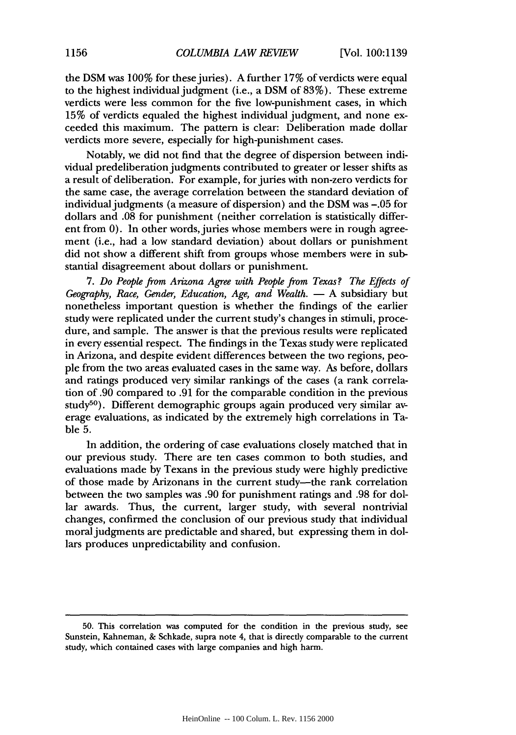the DSM was 100% for these juries). A further 17% of verdicts were equal to the highest individual judgment (i.e., a DSM of 83%). These extreme verdicts were less common for the five low-punishment cases, in which 15% of verdicts equaled the highest individual judgment, and none exceeded this maximum. The pattern is clear: Deliberation made dollar verdicts more severe, especially for high-punishment cases.

Notably, we did not find that the degree of dispersion between individual predeliberation judgments contributed to greater or lesser shifts as a result of deliberation. For example, for juries with non-zero verdicts for the same case, the average correlation between the standard deviation of individual judgments (a measure of dispersion) and the DSM was -.05 for dollars and .08 for punishment (neither correlation is statistically different from 0). In other words, juries whose members were in rough agreement (i.e., had a low standard deviation) about dollars or punishment did not show a different shift from groups whose members were in substantial disagreement about dollars or punishment.

7. *Do People from Arizona Agree with People from Texas? The Effects of Geography, Race, Gender, Education, Age, and Wealth.* — A subsidiary but nonetheless important question is whether the findings of the earlier study were replicated under the current study's changes in stimuli, procedure, and sample. The answer is that the previous results were replicated in every essential respect. The findings in the Texas study were replicated in Arizona, and despite evident differences between the two regions, people from the two areas evaluated cases in the same way. As before, dollars and ratings produced very similar rankings of the cases (a rank correlation of .90 compared to .91 for the comparable condition in the previous study[50]). Different demographic groups again produced very similar average evaluations, as indicated by the extremely high correlations in Table 5.

In addition, the ordering of case evaluations closely matched that in our previous study. There are ten cases common to both studies, and evaluations made by Texans in the previous study were highly predictive of those made by Arizonans in the current study—the rank correlation between the two samples was .90 for punishment ratings and .98 for dollar awards. Thus, the current, larger study, with several nontrivial changes, confirmed the conclusion of our previous study that individual moral judgments are predictable and shared, but expressing them in dollars produces unpredictability and confusion.

---

50. This correlation was computed for the condition in the previous study, see Sunstein, Kahneman, & Schkade, supra note 4, that is directly comparable to the current study, which contained cases with large companies and high harm.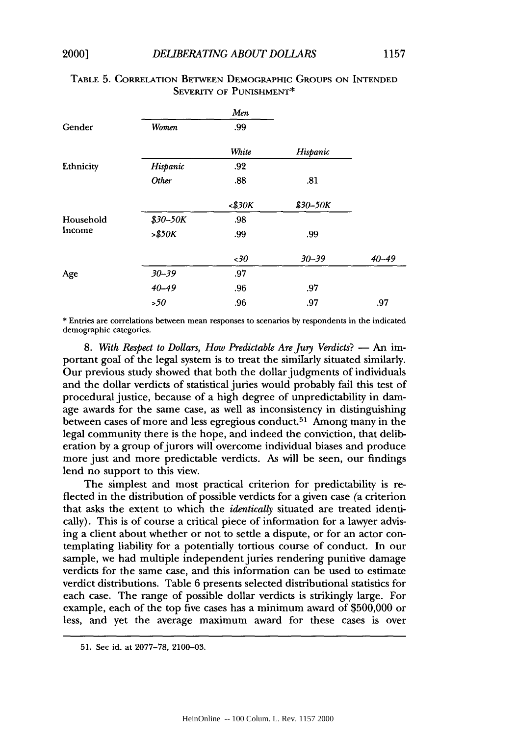TABLE 5. CORRELATION BETWEEN DEMOGRAPHIC GROUPS ON INTENDED SEVERITY OF PUNISHMENT*

| | | | | |
|---|---|---|---|---|
| | | *Men* | | |
| Gender | *Women* | .99 | | |
| | | *White* | *Hispanic* | |
| Ethnicity | *Hispanic* | .92 | | |
| | *Other* | .88 | .81 | |
| | | *<$30K* | *$30–50K* | |
| Household Income | *$30–50K* | .98 | | |
| | *>$50K* | .99 | .99 | |
| | | *<30* | *30–39* | *40–49* |
| Age | *30–39* | .97 | | |
| | *40–49* | .96 | .97 | |
| | *>50* | .96 | .97 | .97 |

* Entries are correlations between mean responses to scenarios by respondents in the indicated demographic categories.

8. *With Respect to Dollars, How Predictable Are Jury Verdicts?* — An important goal of the legal system is to treat the similarly situated similarly. Our previous study showed that both the dollar judgments of individuals and the dollar verdicts of statistical juries would probably fail this test of procedural justice, because of a high degree of unpredictability in damage awards for the same case, as well as inconsistency in distinguishing between cases of more and less egregious conduct.[51] Among many in the legal community there is the hope, and indeed the conviction, that deliberation by a group of jurors will overcome individual biases and produce more just and more predictable verdicts. As will be seen, our findings lend no support to this view.

The simplest and most practical criterion for predictability is reflected in the distribution of possible verdicts for a given case (a criterion that asks the extent to which the *identically* situated are treated identically). This is of course a critical piece of information for a lawyer advising a client about whether or not to settle a dispute, or for an actor contemplating liability for a potentially tortious course of conduct. In our sample, we had multiple independent juries rendering punitive damage verdicts for the same case, and this information can be used to estimate verdict distributions. Table 6 presents selected distributional statistics for each case. The range of possible dollar verdicts is strikingly large. For example, each of the top five cases has a minimum award of $500,000 or less, and yet the average maximum award for these cases is over

51. See id. at 2077–78, 2100–03.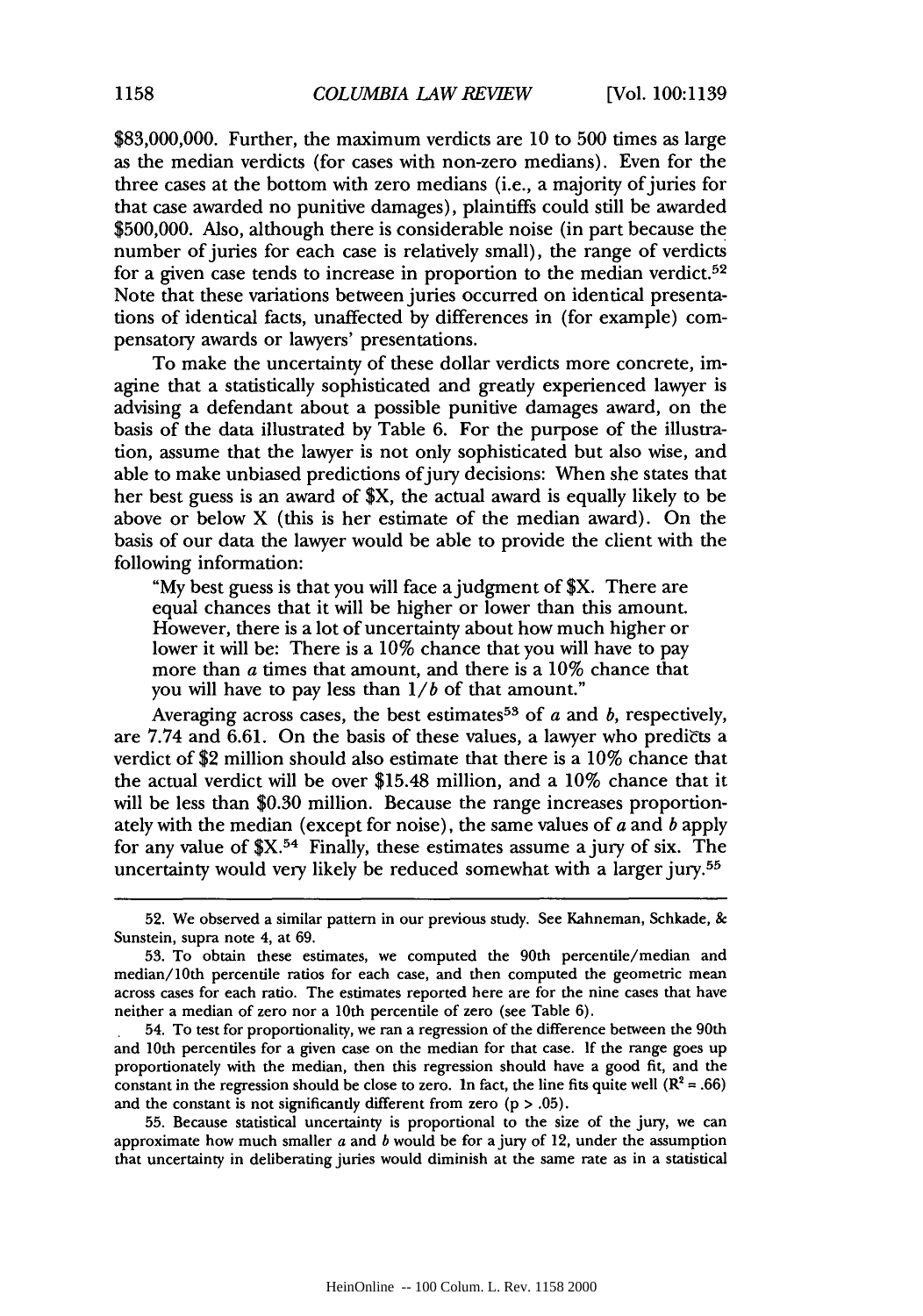$83,000,000. Further, the maximum verdicts are 10 to 500 times as large as the median verdicts (for cases with non-zero medians). Even for the three cases at the bottom with zero medians (i.e., a majority of juries for that case awarded no punitive damages), plaintiffs could still be awarded $500,000. Also, although there is considerable noise (in part because the number of juries for each case is relatively small), the range of verdicts for a given case tends to increase in proportion to the median verdict.[52] Note that these variations between juries occurred on identical presentations of identical facts, unaffected by differences in (for example) compensatory awards or lawyers' presentations.

To make the uncertainty of these dollar verdicts more concrete, imagine that a statistically sophisticated and greatly experienced lawyer is advising a defendant about a possible punitive damages award, on the basis of the data illustrated by Table 6. For the purpose of the illustration, assume that the lawyer is not only sophisticated but also wise, and able to make unbiased predictions of jury decisions: When she states that her best guess is an award of $X, the actual award is equally likely to be above or below X (this is her estimate of the median award). On the basis of our data the lawyer would be able to provide the client with the following information:

> "My best guess is that you will face a judgment of $X. There are equal chances that it will be higher or lower than this amount. However, there is a lot of uncertainty about how much higher or lower it will be: There is a 10% chance that you will have to pay more than *a* times that amount, and there is a 10% chance that you will have to pay less than $1/b$ of that amount."

Averaging across cases, the best estimates[53] of *a* and *b*, respectively, are 7.74 and 6.61. On the basis of these values, a lawyer who predicts a verdict of $2 million should also estimate that there is a 10% chance that the actual verdict will be over $15.48 million, and a 10% chance that it will be less than $0.30 million. Because the range increases proportionately with the median (except for noise), the same values of *a* and *b* apply for any value of $X.[54] Finally, these estimates assume a jury of six. The uncertainty would very likely be reduced somewhat with a larger jury.[55]

---

52. We observed a similar pattern in our previous study. See Kahneman, Schkade, & Sunstein, supra note 4, at 69.

53. To obtain these estimates, we computed the 90th percentile/median and median/10th percentile ratios for each case, and then computed the geometric mean across cases for each ratio. The estimates reported here are for the nine cases that have neither a median of zero nor a 10th percentile of zero (see Table 6).

54. To test for proportionality, we ran a regression of the difference between the 90th and 10th percentiles for a given case on the median for that case. If the range goes up proportionately with the median, then this regression should have a good fit, and the constant in the regression should be close to zero. In fact, the line fits quite well ($R^2 = .66$) and the constant is not significantly different from zero ($p > .05$).

55. Because statistical uncertainty is proportional to the size of the jury, we can approximate how much smaller *a* and *b* would be for a jury of 12, under the assumption that uncertainty in deliberating juries would diminish at the same rate as in a statistical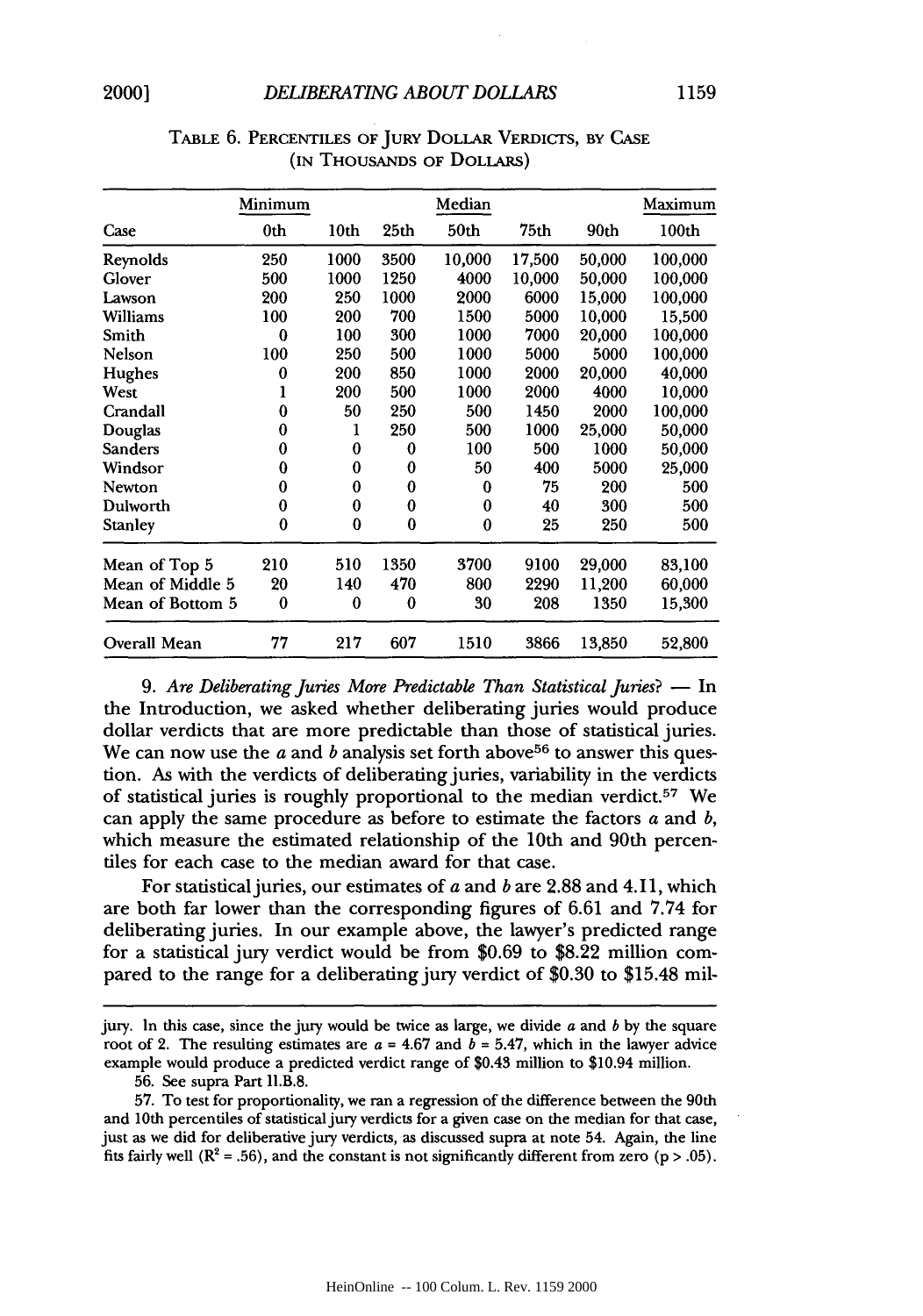TABLE 6. PERCENTILES OF JURY DOLLAR VERDICTS, BY CASE (IN THOUSANDS OF DOLLARS)

| Case | Minimum 0th | 10th | 25th | Median 50th | 75th | 90th | Maximum 100th |
|---|---|---|---|---|---|---|---|
| Reynolds | 250 | 1000 | 3500 | 10,000 | 17,500 | 50,000 | 100,000 |
| Glover | 500 | 1000 | 1250 | 4000 | 10,000 | 50,000 | 100,000 |
| Lawson | 200 | 250 | 1000 | 2000 | 6000 | 15,000 | 100,000 |
| Williams | 100 | 200 | 700 | 1500 | 5000 | 10,000 | 15,500 |
| Smith | 0 | 100 | 300 | 1000 | 7000 | 20,000 | 100,000 |
| Nelson | 100 | 250 | 500 | 1000 | 5000 | 5000 | 100,000 |
| Hughes | 0 | 200 | 850 | 1000 | 2000 | 20,000 | 40,000 |
| West | 1 | 200 | 500 | 1000 | 2000 | 4000 | 10,000 |
| Crandall | 0 | 50 | 250 | 500 | 1450 | 2000 | 100,000 |
| Douglas | 0 | 1 | 250 | 500 | 1000 | 25,000 | 50,000 |
| Sanders | 0 | 0 | 0 | 100 | 500 | 1000 | 50,000 |
| Windsor | 0 | 0 | 0 | 50 | 400 | 5000 | 25,000 |
| Newton | 0 | 0 | 0 | 0 | 75 | 200 | 500 |
| Dulworth | 0 | 0 | 0 | 0 | 40 | 300 | 500 |
| Stanley | 0 | 0 | 0 | 0 | 25 | 250 | 500 |
| Mean of Top 5 | 210 | 510 | 1350 | 3700 | 9100 | 29,000 | 83,100 |
| Mean of Middle 5 | 20 | 140 | 470 | 800 | 2290 | 11,200 | 60,000 |
| Mean of Bottom 5 | 0 | 0 | 0 | 30 | 208 | 1350 | 15,300 |
| Overall Mean | 77 | 217 | 607 | 1510 | 3866 | 13,850 | 52,800 |

9. *Are Deliberating Juries More Predictable Than Statistical Juries?* — In the Introduction, we asked whether deliberating juries would produce dollar verdicts that are more predictable than those of statistical juries. We can now use the $a$ and $b$ analysis set forth above[56] to answer this question. As with the verdicts of deliberating juries, variability in the verdicts of statistical juries is roughly proportional to the median verdict.[57] We can apply the same procedure as before to estimate the factors $a$ and $b$, which measure the estimated relationship of the 10th and 90th percentiles for each case to the median award for that case.

For statistical juries, our estimates of $a$ and $b$ are 2.88 and 4.11, which are both far lower than the corresponding figures of 6.61 and 7.74 for deliberating juries. In our example above, the lawyer's predicted range for a statistical jury verdict would be from \$0.69 to \$8.22 million compared to the range for a deliberating jury verdict of \$0.30 to \$15.48 mil-

---

jury. In this case, since the jury would be twice as large, we divide $a$ and $b$ by the square root of 2. The resulting estimates are $a = 4.67$ and $b = 5.47$, which in the lawyer advice example would produce a predicted verdict range of \$0.43 million to \$10.94 million.

56. See supra Part II.B.8.

57. To test for proportionality, we ran a regression of the difference between the 90th and 10th percentiles of statistical jury verdicts for a given case on the median for that case, just as we did for deliberative jury verdicts, as discussed supra at note 54. Again, the line fits fairly well ($R^2 = .56$), and the constant is not significantly different from zero ($p > .05$).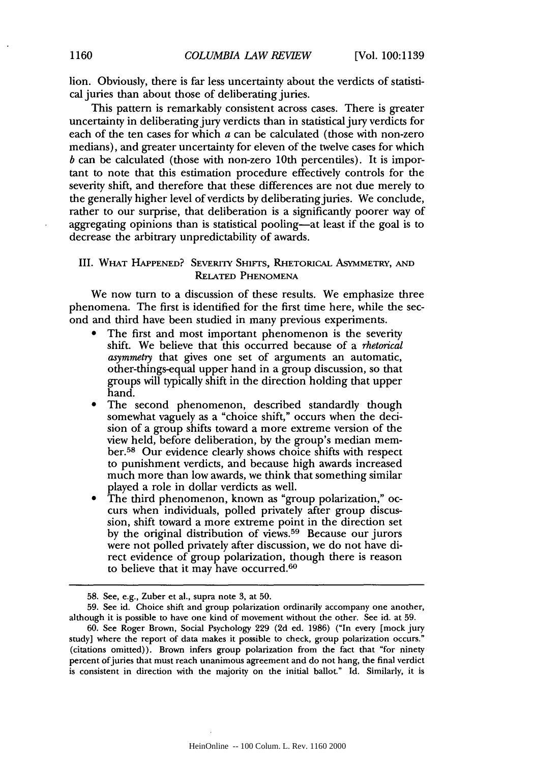lion. Obviously, there is far less uncertainty about the verdicts of statistical juries than about those of deliberating juries.

This pattern is remarkably consistent across cases. There is greater uncertainty in deliberating jury verdicts than in statistical jury verdicts for each of the ten cases for which $a$ can be calculated (those with non-zero medians), and greater uncertainty for eleven of the twelve cases for which $b$ can be calculated (those with non-zero 10th percentiles). It is important to note that this estimation procedure effectively controls for the severity shift, and therefore that these differences are not due merely to the generally higher level of verdicts by deliberating juries. We conclude, rather to our surprise, that deliberation is a significantly poorer way of aggregating opinions than is statistical pooling—at least if the goal is to decrease the arbitrary unpredictability of awards.

## III. What Happened? Severity Shifts, Rhetorical Asymmetry, and Related Phenomena

We now turn to a discussion of these results. We emphasize three phenomena. The first is identified for the first time here, while the second and third have been studied in many previous experiments.

- The first and most important phenomenon is the severity shift. We believe that this occurred because of a *rhetorical asymmetry* that gives one set of arguments an automatic, other-things-equal upper hand in a group discussion, so that groups will typically shift in the direction holding that upper hand.
- The second phenomenon, described standardly though somewhat vaguely as a "choice shift," occurs when the decision of a group shifts toward a more extreme version of the view held, before deliberation, by the group's median member.[58] Our evidence clearly shows choice shifts with respect to punishment verdicts, and because high awards increased much more than low awards, we think that something similar played a role in dollar verdicts as well.
- The third phenomenon, known as "group polarization," occurs when individuals, polled privately after group discussion, shift toward a more extreme point in the direction set by the original distribution of views.[59] Because our jurors were not polled privately after discussion, we do not have direct evidence of group polarization, though there is reason to believe that it may have occurred.[60]

---

58. See, e.g., Zuber et al., supra note 3, at 50.

59. See id. Choice shift and group polarization ordinarily accompany one another, although it is possible to have one kind of movement without the other. See id. at 59.

60. See Roger Brown, Social Psychology 229 (2d ed. 1986) ("In every [mock jury study] where the report of data makes it possible to check, group polarization occurs." (citations omitted)). Brown infers group polarization from the fact that "for ninety percent of juries that must reach unanimous agreement and do not hang, the final verdict is consistent in direction with the majority on the initial ballot." Id. Similarly, it is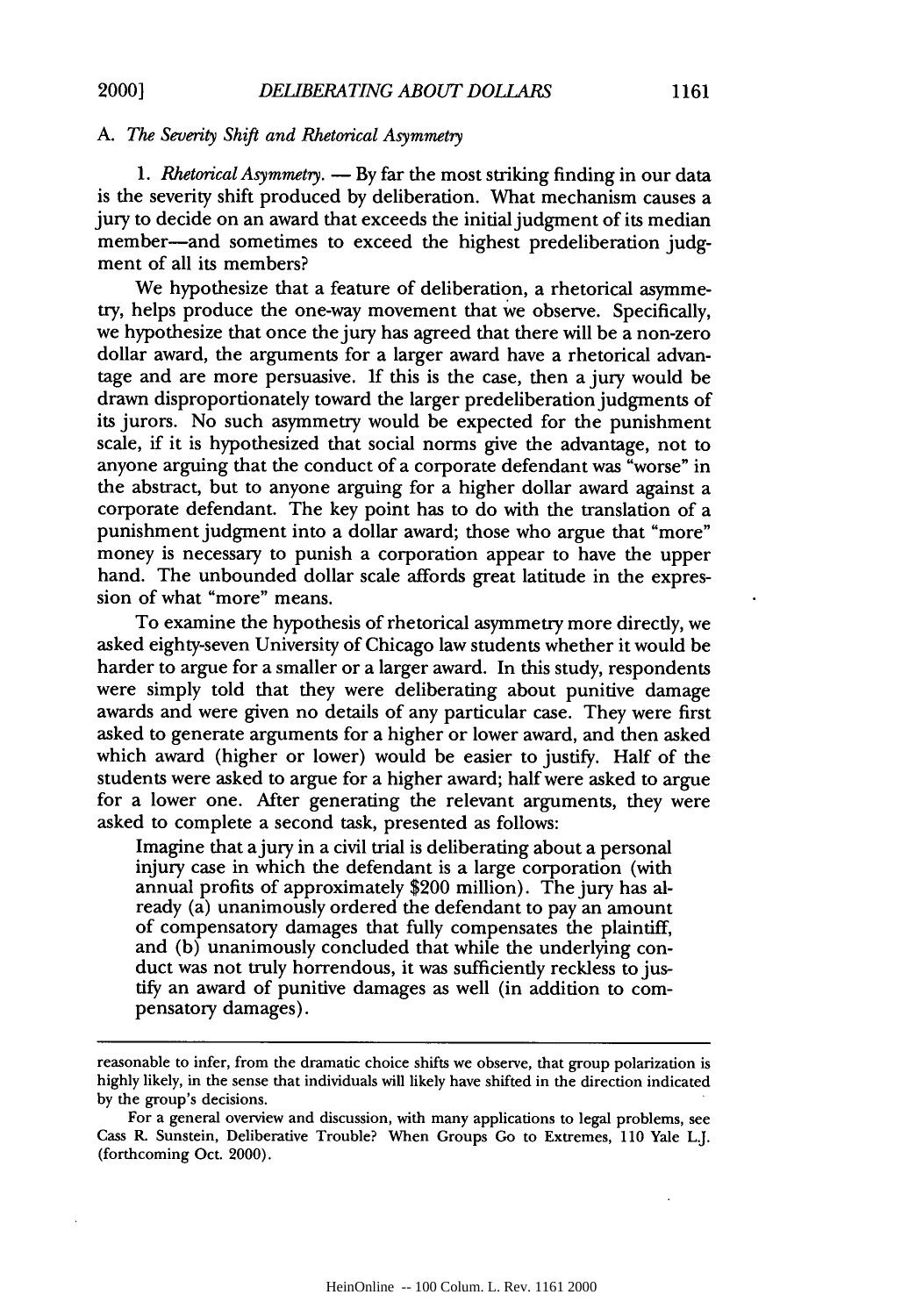### A. *The Severity Shift and Rhetorical Asymmetry*

1. *Rhetorical Asymmetry.* — By far the most striking finding in our data is the severity shift produced by deliberation. What mechanism causes a jury to decide on an award that exceeds the initial judgment of its median member—and sometimes to exceed the highest predeliberation judgment of all its members?

We hypothesize that a feature of deliberation, a rhetorical asymmetry, helps produce the one-way movement that we observe. Specifically, we hypothesize that once the jury has agreed that there will be a non-zero dollar award, the arguments for a larger award have a rhetorical advantage and are more persuasive. If this is the case, then a jury would be drawn disproportionately toward the larger predeliberation judgments of its jurors. No such asymmetry would be expected for the punishment scale, if it is hypothesized that social norms give the advantage, not to anyone arguing that the conduct of a corporate defendant was "worse" in the abstract, but to anyone arguing for a higher dollar award against a corporate defendant. The key point has to do with the translation of a punishment judgment into a dollar award; those who argue that "more" money is necessary to punish a corporation appear to have the upper hand. The unbounded dollar scale affords great latitude in the expression of what "more" means.

To examine the hypothesis of rhetorical asymmetry more directly, we asked eighty-seven University of Chicago law students whether it would be harder to argue for a smaller or a larger award. In this study, respondents were simply told that they were deliberating about punitive damage awards and were given no details of any particular case. They were first asked to generate arguments for a higher or lower award, and then asked which award (higher or lower) would be easier to justify. Half of the students were asked to argue for a higher award; half were asked to argue for a lower one. After generating the relevant arguments, they were asked to complete a second task, presented as follows:

> Imagine that a jury in a civil trial is deliberating about a personal injury case in which the defendant is a large corporation (with annual profits of approximately $200 million). The jury has already (a) unanimously ordered the defendant to pay an amount of compensatory damages that fully compensates the plaintiff, and (b) unanimously concluded that while the underlying conduct was not truly horrendous, it was sufficiently reckless to justify an award of punitive damages as well (in addition to compensatory damages).

---

reasonable to infer, from the dramatic choice shifts we observe, that group polarization is highly likely, in the sense that individuals will likely have shifted in the direction indicated by the group's decisions.

For a general overview and discussion, with many applications to legal problems, see Cass R. Sunstein, Deliberative Trouble? When Groups Go to Extremes, 110 Yale L.J. (forthcoming Oct. 2000).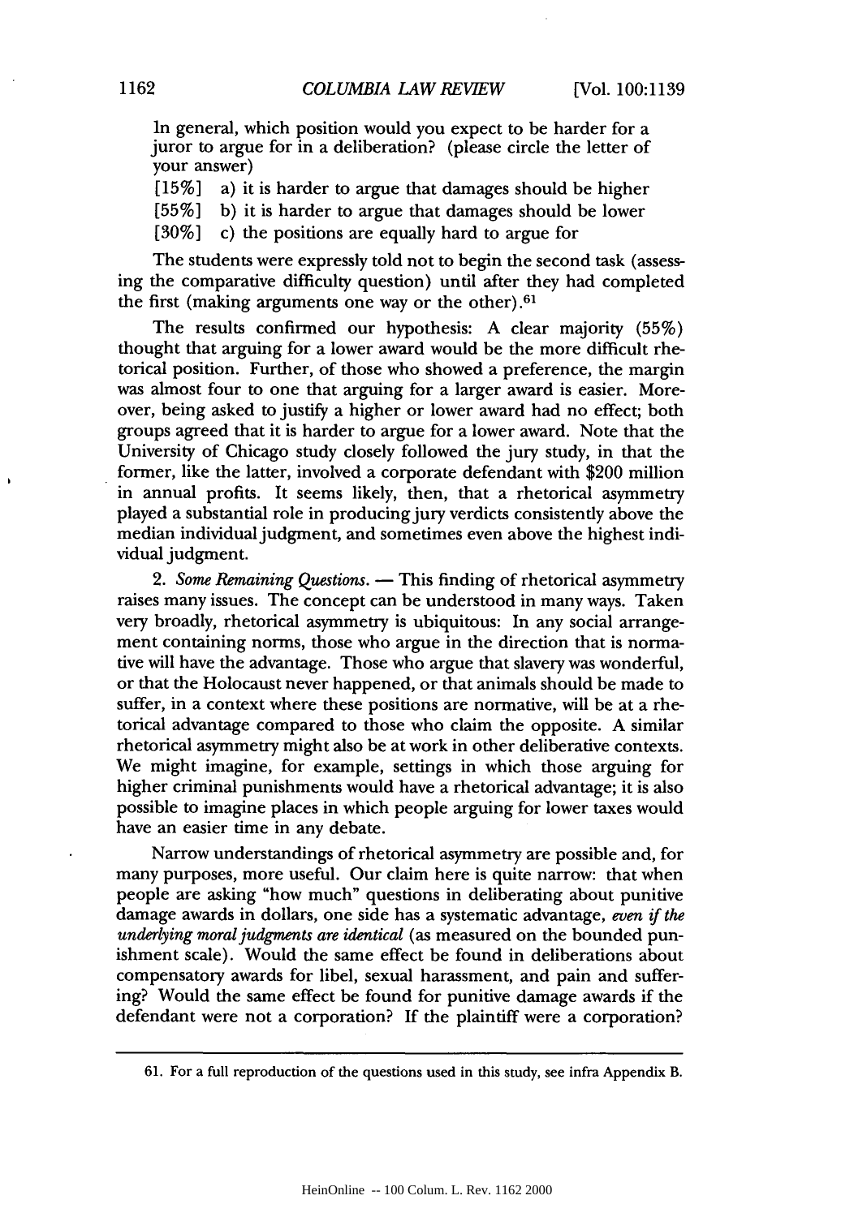In general, which position would you expect to be harder for a juror to argue for in a deliberation? (please circle the letter of your answer)

[15%] a) it is harder to argue that damages should be higher

[55%] b) it is harder to argue that damages should be lower

[30%] c) the positions are equally hard to argue for

The students were expressly told not to begin the second task (assessing the comparative difficulty question) until after they had completed the first (making arguments one way or the other).[61]

The results confirmed our hypothesis: A clear majority (55%) thought that arguing for a lower award would be the more difficult rhetorical position. Further, of those who showed a preference, the margin was almost four to one that arguing for a larger award is easier. Moreover, being asked to justify a higher or lower award had no effect; both groups agreed that it is harder to argue for a lower award. Note that the University of Chicago study closely followed the jury study, in that the former, like the latter, involved a corporate defendant with $200 million in annual profits. It seems likely, then, that a rhetorical asymmetry played a substantial role in producing jury verdicts consistently above the median individual judgment, and sometimes even above the highest individual judgment.

2. *Some Remaining Questions.* — This finding of rhetorical asymmetry raises many issues. The concept can be understood in many ways. Taken very broadly, rhetorical asymmetry is ubiquitous: In any social arrangement containing norms, those who argue in the direction that is normative will have the advantage. Those who argue that slavery was wonderful, or that the Holocaust never happened, or that animals should be made to suffer, in a context where these positions are normative, will be at a rhetorical advantage compared to those who claim the opposite. A similar rhetorical asymmetry might also be at work in other deliberative contexts. We might imagine, for example, settings in which those arguing for higher criminal punishments would have a rhetorical advantage; it is also possible to imagine places in which people arguing for lower taxes would have an easier time in any debate.

Narrow understandings of rhetorical asymmetry are possible and, for many purposes, more useful. Our claim here is quite narrow: that when people are asking "how much" questions in deliberating about punitive damage awards in dollars, one side has a systematic advantage, *even if the underlying moral judgments are identical* (as measured on the bounded punishment scale). Would the same effect be found in deliberations about compensatory awards for libel, sexual harassment, and pain and suffering? Would the same effect be found for punitive damage awards if the defendant were not a corporation? If the plaintiff were a corporation?

---

61. For a full reproduction of the questions used in this study, see infra Appendix B.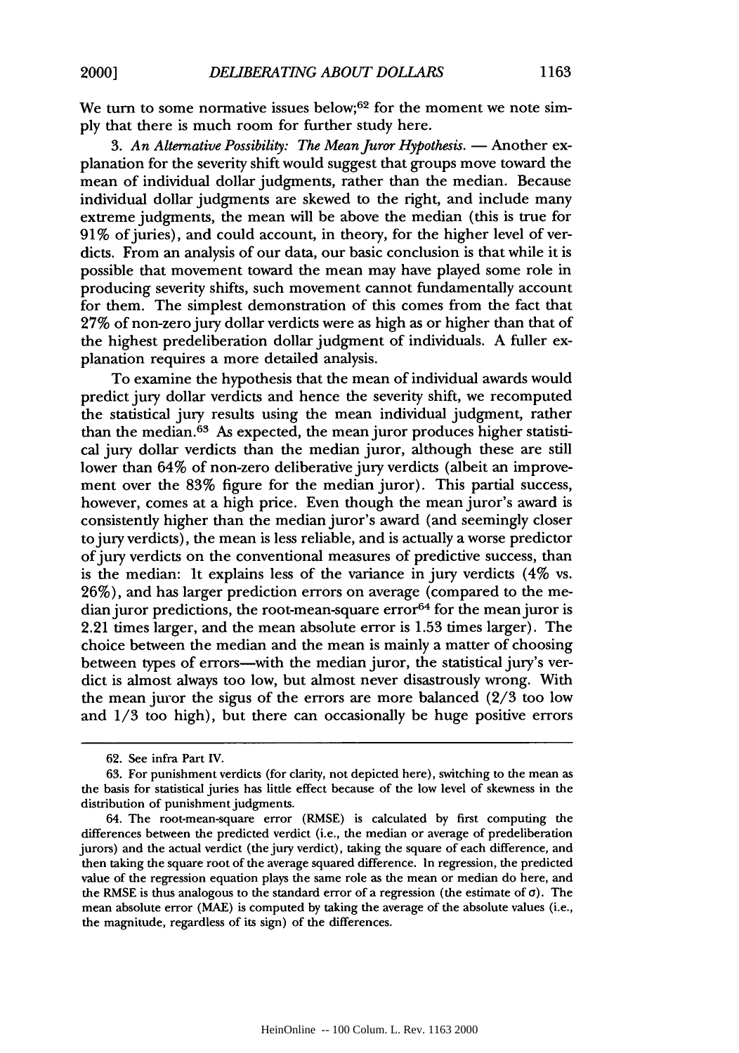We turn to some normative issues below;[62] for the moment we note simply that there is much room for further study here.

3. *An Alternative Possibility: The Mean Juror Hypothesis.* — Another explanation for the severity shift would suggest that groups move toward the mean of individual dollar judgments, rather than the median. Because individual dollar judgments are skewed to the right, and include many extreme judgments, the mean will be above the median (this is true for 91% of juries), and could account, in theory, for the higher level of verdicts. From an analysis of our data, our basic conclusion is that while it is possible that movement toward the mean may have played some role in producing severity shifts, such movement cannot fundamentally account for them. The simplest demonstration of this comes from the fact that 27% of non-zero jury dollar verdicts were as high as or higher than that of the highest predeliberation dollar judgment of individuals. A fuller explanation requires a more detailed analysis.

To examine the hypothesis that the mean of individual awards would predict jury dollar verdicts and hence the severity shift, we recomputed the statistical jury results using the mean individual judgment, rather than the median.[63] As expected, the mean juror produces higher statistical jury dollar verdicts than the median juror, although these are still lower than 64% of non-zero deliberative jury verdicts (albeit an improvement over the 83% figure for the median juror). This partial success, however, comes at a high price. Even though the mean juror's award is consistently higher than the median juror's award (and seemingly closer to jury verdicts), the mean is less reliable, and is actually a worse predictor of jury verdicts on the conventional measures of predictive success, than is the median: It explains less of the variance in jury verdicts (4% vs. 26%), and has larger prediction errors on average (compared to the median juror predictions, the root-mean-square error[64] for the mean juror is 2.21 times larger, and the mean absolute error is 1.53 times larger). The choice between the median and the mean is mainly a matter of choosing between types of errors—with the median juror, the statistical jury's verdict is almost always too low, but almost never disastrously wrong. With the mean juror the signs of the errors are more balanced (2/3 too low and 1/3 too high), but there can occasionally be huge positive errors

---

62. See infra Part IV.

63. For punishment verdicts (for clarity, not depicted here), switching to the mean as the basis for statistical juries has little effect because of the low level of skewness in the distribution of punishment judgments.

64. The root-mean-square error (RMSE) is calculated by first computing the differences between the predicted verdict (i.e., the median or average of predeliberation jurors) and the actual verdict (the jury verdict), taking the square of each difference, and then taking the square root of the average squared difference. In regression, the predicted value of the regression equation plays the same role as the mean or median do here, and the RMSE is thus analogous to the standard error of a regression (the estimate of $\sigma$). The mean absolute error (MAE) is computed by taking the average of the absolute values (i.e., the magnitude, regardless of its sign) of the differences.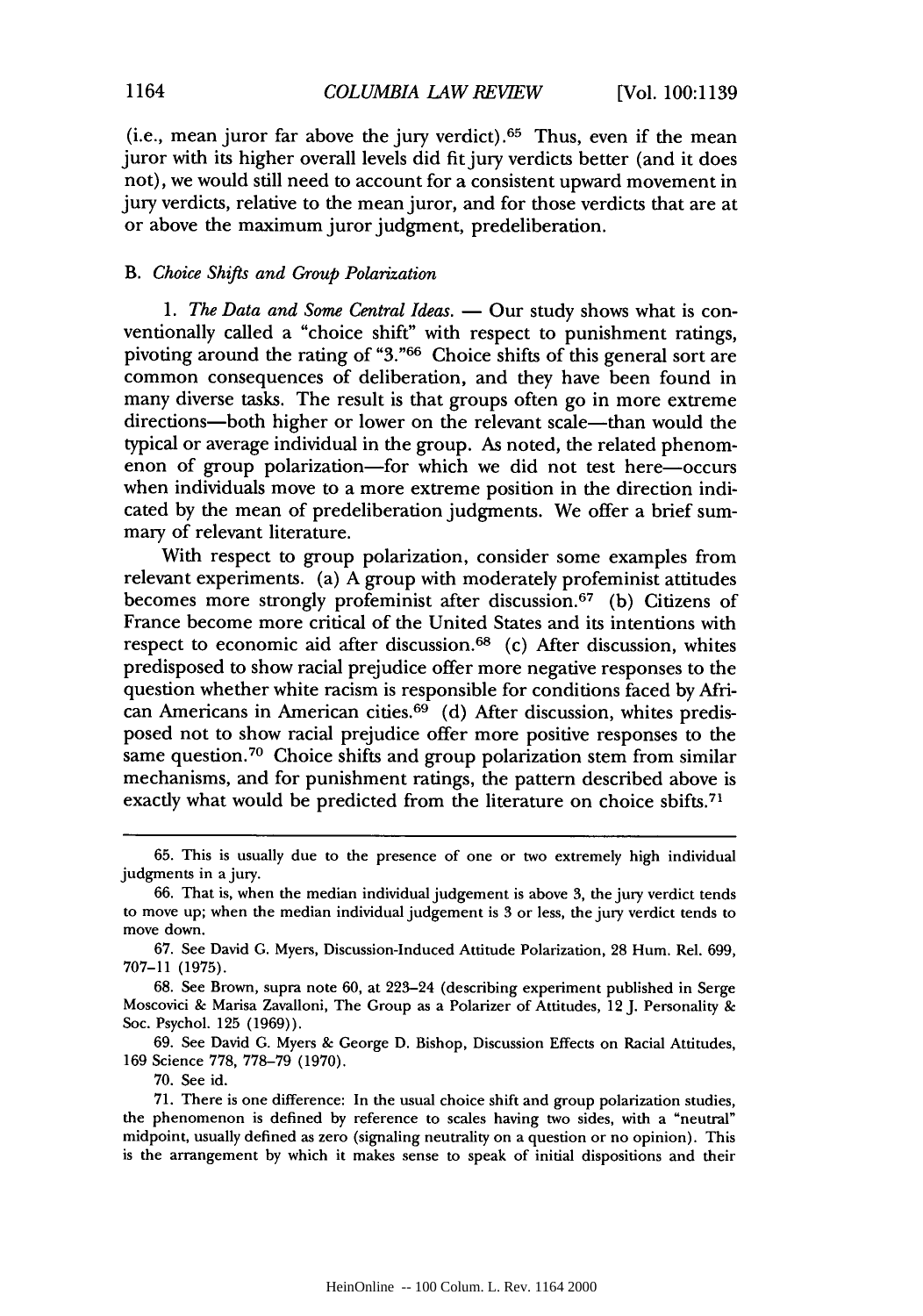(i.e., mean juror far above the jury verdict).[65] Thus, even if the mean juror with its higher overall levels did fit jury verdicts better (and it does not), we would still need to account for a consistent upward movement in jury verdicts, relative to the mean juror, and for those verdicts that are at or above the maximum juror judgment, predeliberation.

### B. *Choice Shifts and Group Polarization*

1. *The Data and Some Central Ideas.* — Our study shows what is conventionally called a "choice shift" with respect to punishment ratings, pivoting around the rating of "3."[66] Choice shifts of this general sort are common consequences of deliberation, and they have been found in many diverse tasks. The result is that groups often go in more extreme directions—both higher or lower on the relevant scale—than would the typical or average individual in the group. As noted, the related phenomenon of group polarization—for which we did not test here—occurs when individuals move to a more extreme position in the direction indicated by the mean of predeliberation judgments. We offer a brief summary of relevant literature.

With respect to group polarization, consider some examples from relevant experiments. (a) A group with moderately profeminist attitudes becomes more strongly profeminist after discussion.[67] (b) Citizens of France become more critical of the United States and its intentions with respect to economic aid after discussion.[68] (c) After discussion, whites predisposed to show racial prejudice offer more negative responses to the question whether white racism is responsible for conditions faced by African Americans in American cities.[69] (d) After discussion, whites predisposed not to show racial prejudice offer more positive responses to the same question.[70] Choice shifts and group polarization stem from similar mechanisms, and for punishment ratings, the pattern described above is exactly what would be predicted from the literature on choice sbifts.[71]

---

65. This is usually due to the presence of one or two extremely high individual judgments in a jury.

66. That is, when the median individual judgement is above 3, the jury verdict tends to move up; when the median individual judgement is 3 or less, the jury verdict tends to move down.

67. See David G. Myers, Discussion-Induced Attitude Polarization, 28 Hum. Rel. 699, 707–11 (1975).

68. See Brown, supra note 60, at 223–24 (describing experiment published in Serge Moscovici & Marisa Zavalloni, The Group as a Polarizer of Attitudes, 12 J. Personality & Soc. Psychol. 125 (1969)).

69. See David G. Myers & George D. Bishop, Discussion Effects on Racial Attitudes, 169 Science 778, 778–79 (1970).

70. See id.

71. There is one difference: In the usual choice shift and group polarization studies, the phenomenon is defined by reference to scales having two sides, with a "neutral" midpoint, usually defined as zero (signaling neutrality on a question or no opinion). This is the arrangement by which it makes sense to speak of initial dispositions and their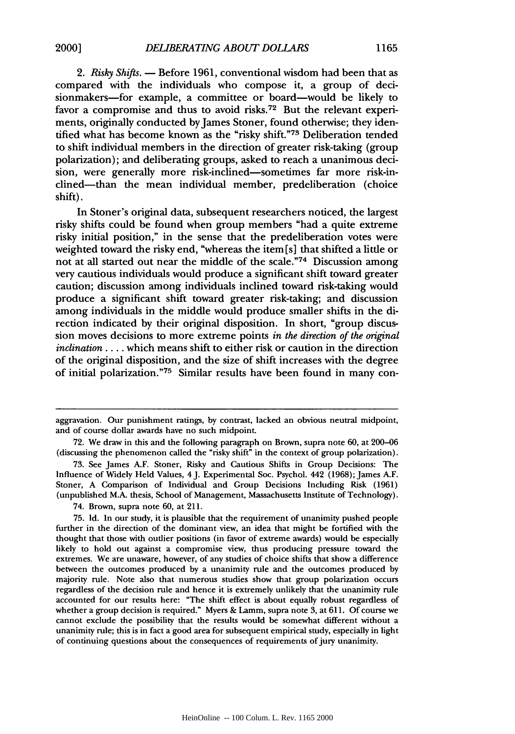2. *Risky Shifts.* — Before 1961, conventional wisdom had been that as compared with the individuals who compose it, a group of decisionmakers—for example, a committee or board—would be likely to favor a compromise and thus to avoid risks.[72] But the relevant experiments, originally conducted by James Stoner, found otherwise; they identified what has become known as the "risky shift."[73] Deliberation tended to shift individual members in the direction of greater risk-taking (group polarization); and deliberating groups, asked to reach a unanimous decision, were generally more risk-inclined—sometimes far more risk-inclined—than the mean individual member, predeliberation (choice shift).

In Stoner's original data, subsequent researchers noticed, the largest risky shifts could be found when group members "had a quite extreme risky initial position," in the sense that the predeliberation votes were weighted toward the risky end, "whereas the item[s] that shifted a little or not at all started out near the middle of the scale."[74] Discussion among very cautious individuals would produce a significant shift toward greater caution; discussion among individuals inclined toward risk-taking would produce a significant shift toward greater risk-taking; and discussion among individuals in the middle would produce smaller shifts in the direction indicated by their original disposition. In short, "group discussion moves decisions to more extreme points *in the direction of the original inclination* . . . . which means shift to either risk or caution in the direction of the original disposition, and the size of shift increases with the degree of initial polarization."[75] Similar results have been found in many con-

---

aggravation. Our punishment ratings, by contrast, lacked an obvious neutral midpoint, and of course dollar awards have no such midpoint.

72. We draw in this and the following paragraph on Brown, supra note 60, at 200–06 (discussing the phenomenon called the "risky shift" in the context of group polarization).

73. See James A.F. Stoner, Risky and Cautious Shifts in Group Decisions: The Influence of Widely Held Values, 4 J. Experimental Soc. Psychol. 442 (1968); James A.F. Stoner, A Comparison of Individual and Group Decisions Including Risk (1961) (unpublished M.A. thesis, School of Management, Massachusetts Institute of Technology).

74. Brown, supra note 60, at 211.

75. Id. In our study, it is plausible that the requirement of unanimity pushed people further in the direction of the dominant view, an idea that might be fortified with the thought that those with outlier positions (in favor of extreme awards) would be especially likely to hold out against a compromise view, thus producing pressure toward the extremes. We are unaware, however, of any studies of choice shifts that show a difference between the outcomes produced by a unanimity rule and the outcomes produced by majority rule. Note also that numerous studies show that group polarization occurs regardless of the decision rule and hence it is extremely unlikely that the unanimity rule accounted for our results here: "The shift effect is about equally robust regardless of whether a group decision is required." Myers & Lamm, supra note 3, at 611. Of course we cannot exclude the possibility that the results would be somewhat different without a unanimity rule; this is in fact a good area for subsequent empirical study, especially in light of continuing questions about the consequences of requirements of jury unanimity.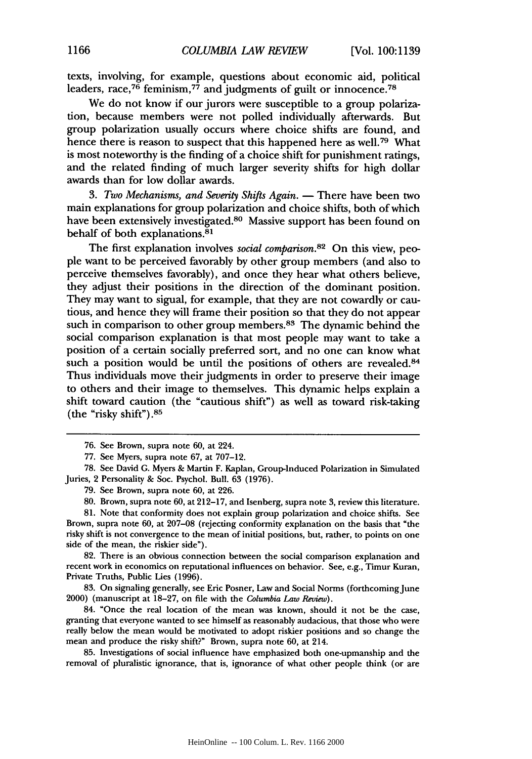texts, involving, for example, questions about economic aid, political leaders, race,[76] feminism,[77] and judgments of guilt or innocence.[78]

We do not know if our jurors were susceptible to a group polarization, because members were not polled individually afterwards. But group polarization usually occurs where choice shifts are found, and hence there is reason to suspect that this happened here as well.[79] What is most noteworthy is the finding of a choice shift for punishment ratings, and the related finding of much larger severity shifts for high dollar awards than for low dollar awards.

3. *Two Mechanisms, and Severity Shifts Again.* — There have been two main explanations for group polarization and choice shifts, both of which have been extensively investigated.[80] Massive support has been found on behalf of both explanations.[81]

The first explanation involves *social comparison*.[82] On this view, people want to be perceived favorably by other group members (and also to perceive themselves favorably), and once they hear what others believe, they adjust their positions in the direction of the dominant position. They may want to signal, for example, that they are not cowardly or cautious, and hence they will frame their position so that they do not appear such in comparison to other group members.[83] The dynamic behind the social comparison explanation is that most people may want to take a position of a certain socially preferred sort, and no one can know what such a position would be until the positions of others are revealed.[84] Thus individuals move their judgments in order to preserve their image to others and their image to themselves. This dynamic helps explain a shift toward caution (the "cautious shift") as well as toward risk-taking (the "risky shift").[85]

---

76. See Brown, supra note 60, at 224.

77. See Myers, supra note 67, at 707–12.

78. See David G. Myers & Martin F. Kaplan, Group-Induced Polarization in Simulated Juries, 2 Personality & Soc. Psychol. Bull. 63 (1976).

79. See Brown, supra note 60, at 226.

80. Brown, supra note 60, at 212–17, and Isenberg, supra note 3, review this literature.

81. Note that conformity does not explain group polarization and choice shifts. See Brown, supra note 60, at 207–08 (rejecting conformity explanation on the basis that "the risky shift is not convergence to the mean of initial positions, but, rather, to points on one side of the mean, the riskier side").

82. There is an obvious connection between the social comparison explanation and recent work in economics on reputational influences on behavior. See, e.g., Timur Kuran, Private Truths, Public Lies (1996).

83. On signaling generally, see Eric Posner, Law and Social Norms (forthcoming June 2000) (manuscript at 18–27, on file with the *Columbia Law Review*).

84. "Once the real location of the mean was known, should it not be the case, granting that everyone wanted to see himself as reasonably audacious, that those who were really below the mean would be motivated to adopt riskier positions and so change the mean and produce the risky shift?" Brown, supra note 60, at 214.

85. Investigations of social influence have emphasized both one-upmanship and the removal of pluralistic ignorance, that is, ignorance of what other people think (or are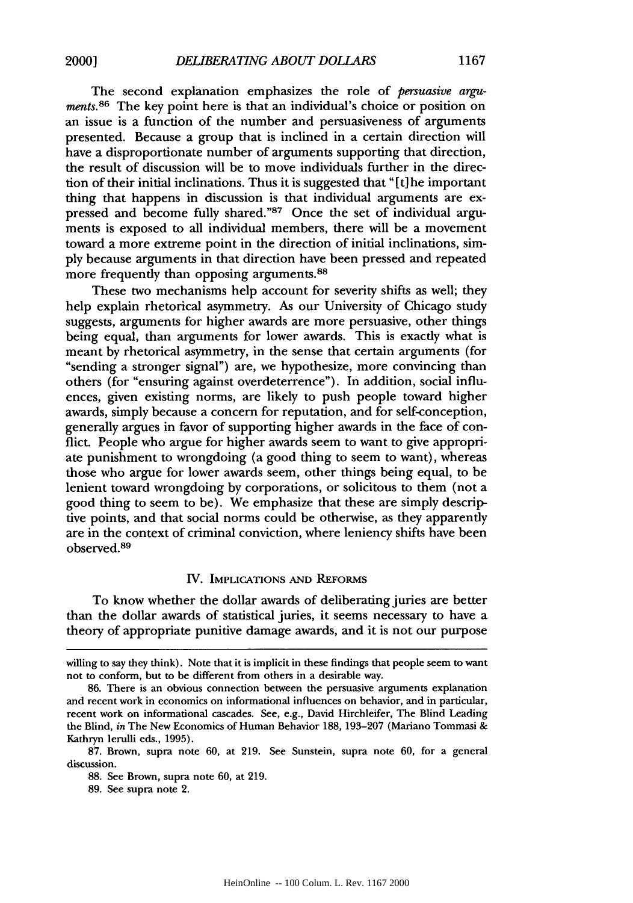The second explanation emphasizes the role of *persuasive arguments*.[86] The key point here is that an individual's choice or position on an issue is a function of the number and persuasiveness of arguments presented. Because a group that is inclined in a certain direction will have a disproportionate number of arguments supporting that direction, the result of discussion will be to move individuals further in the direction of their initial inclinations. Thus it is suggested that "[t]he important thing that happens in discussion is that individual arguments are expressed and become fully shared."[87] Once the set of individual arguments is exposed to all individual members, there will be a movement toward a more extreme point in the direction of initial inclinations, simply because arguments in that direction have been pressed and repeated more frequently than opposing arguments.[88]

These two mechanisms help account for severity shifts as well; they help explain rhetorical asymmetry. As our University of Chicago study suggests, arguments for higher awards are more persuasive, other things being equal, than arguments for lower awards. This is exactly what is meant by rhetorical asymmetry, in the sense that certain arguments (for "sending a stronger signal") are, we hypothesize, more convincing than others (for "ensuring against overdeterrence"). In addition, social influences, given existing norms, are likely to push people toward higher awards, simply because a concern for reputation, and for self-conception, generally argues in favor of supporting higher awards in the face of conflict. People who argue for higher awards seem to want to give appropriate punishment to wrongdoing (a good thing to seem to want), whereas those who argue for lower awards seem, other things being equal, to be lenient toward wrongdoing by corporations, or solicitous to them (not a good thing to seem to be). We emphasize that these are simply descriptive points, and that social norms could be otherwise, as they apparently are in the context of criminal conviction, where leniency shifts have been observed.[89]

## IV. Implications and Reforms

To know whether the dollar awards of deliberating juries are better than the dollar awards of statistical juries, it seems necessary to have a theory of appropriate punitive damage awards, and it is not our purpose

---

willing to say they think). Note that it is implicit in these findings that people seem to want not to conform, but to be different from others in a desirable way.

86. There is an obvious connection between the persuasive arguments explanation and recent work in economics on informational influences on behavior, and in particular, recent work on informational cascades. See, e.g., David Hirchleifer, The Blind Leading the Blind, *in* The New Economics of Human Behavior 188, 193–207 (Mariano Tommasi & Kathryn Ierulli eds., 1995).

87. Brown, supra note 60, at 219. See Sunstein, supra note 60, for a general discussion.

88. See Brown, supra note 60, at 219.

89. See supra note 2.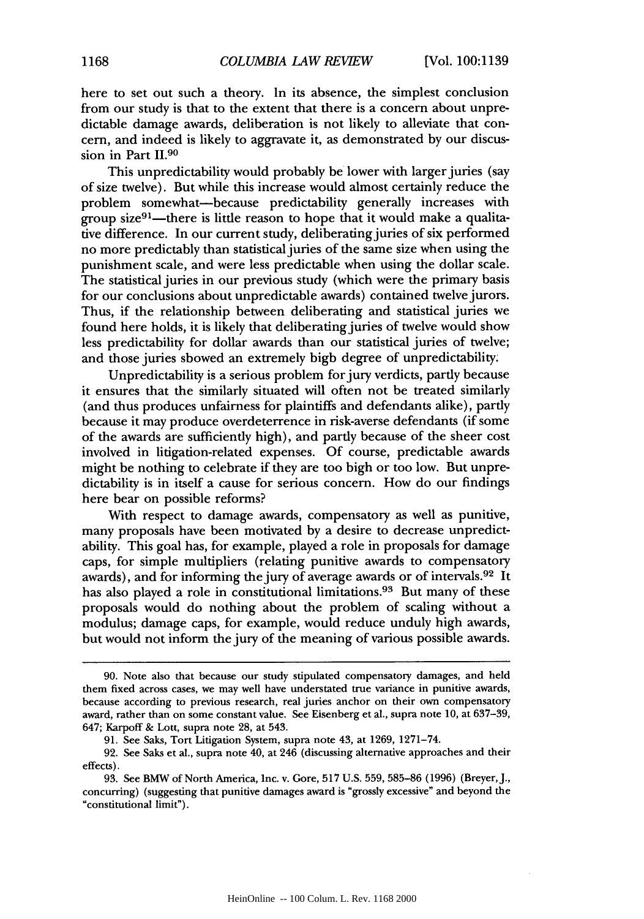here to set out such a theory. In its absence, the simplest conclusion from our study is that to the extent that there is a concern about unpredictable damage awards, deliberation is not likely to alleviate that concern, and indeed is likely to aggravate it, as demonstrated by our discussion in Part II.[90]

This unpredictability would probably be lower with larger juries (say of size twelve). But while this increase would almost certainly reduce the problem somewhat—because predictability generally increases with group size[91]—there is little reason to hope that it would make a qualitative difference. In our current study, deliberating juries of six performed no more predictably than statistical juries of the same size when using the punishment scale, and were less predictable when using the dollar scale. The statistical juries in our previous study (which were the primary basis for our conclusions about unpredictable awards) contained twelve jurors. Thus, if the relationship between deliberating and statistical juries we found here holds, it is likely that deliberating juries of twelve would show less predictability for dollar awards than our statistical juries of twelve; and those juries showed an extremely high degree of unpredictability.

Unpredictability is a serious problem for jury verdicts, partly because it ensures that the similarly situated will often not be treated similarly (and thus produces unfairness for plaintiffs and defendants alike), partly because it may produce overdeterrence in risk-averse defendants (if some of the awards are sufficiently high), and partly because of the sheer cost involved in litigation-related expenses. Of course, predictable awards might be nothing to celebrate if they are too high or too low. But unpredictability is in itself a cause for serious concern. How do our findings here bear on possible reforms?

With respect to damage awards, compensatory as well as punitive, many proposals have been motivated by a desire to decrease unpredictability. This goal has, for example, played a role in proposals for damage caps, for simple multipliers (relating punitive awards to compensatory awards), and for informing the jury of average awards or of intervals.[92] It has also played a role in constitutional limitations.[93] But many of these proposals would do nothing about the problem of scaling without a modulus; damage caps, for example, would reduce unduly high awards, but would not inform the jury of the meaning of various possible awards.

---

90. Note also that because our study stipulated compensatory damages, and held them fixed across cases, we may well have understated true variance in punitive awards, because according to previous research, real juries anchor on their own compensatory award, rather than on some constant value. See Eisenberg et al., supra note 10, at 637–39, 647; Karpoff & Lott, supra note 28, at 543.

91. See Saks, Tort Litigation System, supra note 43, at 1269, 1271–74.

92. See Saks et al., supra note 40, at 246 (discussing alternative approaches and their effects).

93. See BMW of North America, Inc. v. Gore, 517 U.S. 559, 585–86 (1996) (Breyer, J., concurring) (suggesting that punitive damages award is "grossly excessive" and beyond the "constitutional limit").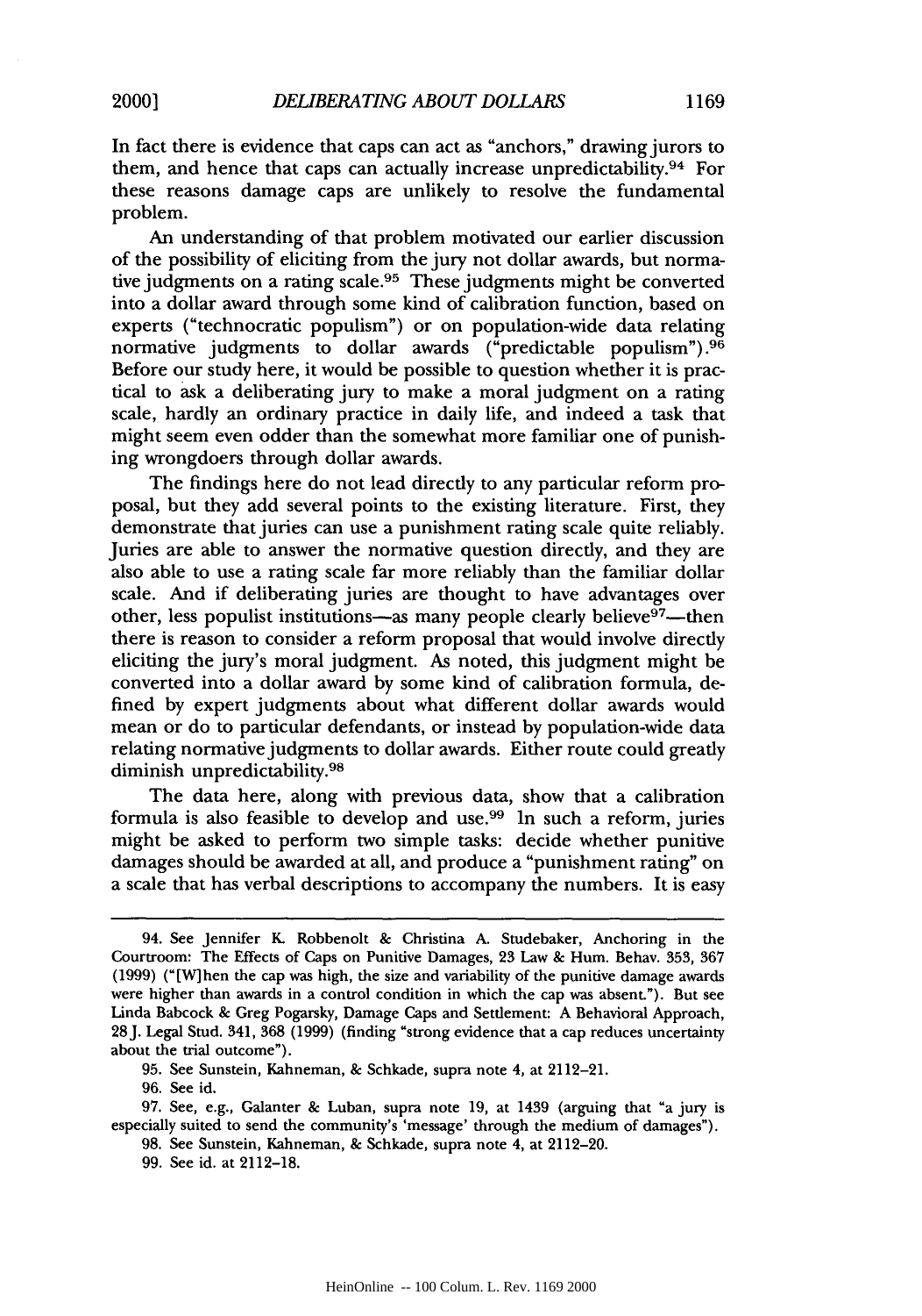In fact there is evidence that caps can act as "anchors," drawing jurors to them, and hence that caps can actually increase unpredictability.[94] For these reasons damage caps are unlikely to resolve the fundamental problem.

An understanding of that problem motivated our earlier discussion of the possibility of eliciting from the jury not dollar awards, but normative judgments on a rating scale.[95] These judgments might be converted into a dollar award through some kind of calibration function, based on experts ("technocratic populism") or on population-wide data relating normative judgments to dollar awards ("predictable populism").[96] Before our study here, it would be possible to question whether it is practical to ask a deliberating jury to make a moral judgment on a rating scale, hardly an ordinary practice in daily life, and indeed a task that might seem even odder than the somewhat more familiar one of punishing wrongdoers through dollar awards.

The findings here do not lead directly to any particular reform proposal, but they add several points to the existing literature. First, they demonstrate that juries can use a punishment rating scale quite reliably. Juries are able to answer the normative question directly, and they are also able to use a rating scale far more reliably than the familiar dollar scale. And if deliberating juries are thought to have advantages over other, less populist institutions—as many people clearly believe[97]—then there is reason to consider a reform proposal that would involve directly eliciting the jury's moral judgment. As noted, this judgment might be converted into a dollar award by some kind of calibration formula, defined by expert judgments about what different dollar awards would mean or do to particular defendants, or instead by population-wide data relating normative judgments to dollar awards. Either route could greatly diminish unpredictability.[98]

The data here, along with previous data, show that a calibration formula is also feasible to develop and use.[99] In such a reform, juries might be asked to perform two simple tasks: decide whether punitive damages should be awarded at all, and produce a "punishment rating" on a scale that has verbal descriptions to accompany the numbers. It is easy

---

94. See Jennifer K. Robbenolt & Christina A. Studebaker, Anchoring in the Courtroom: The Effects of Caps on Punitive Damages, 23 Law & Hum. Behav. 353, 367 (1999) ("[W]hen the cap was high, the size and variability of the punitive damage awards were higher than awards in a control condition in which the cap was absent."). But see Linda Babcock & Greg Pogarsky, Damage Caps and Settlement: A Behavioral Approach, 28 J. Legal Stud. 341, 368 (1999) (finding "strong evidence that a cap reduces uncertainty about the trial outcome").

95. See Sunstein, Kahneman, & Schkade, supra note 4, at 2112–21.

96. See id.

97. See, e.g., Galanter & Luban, supra note 19, at 1439 (arguing that "a jury is especially suited to send the community's 'message' through the medium of damages").

98. See Sunstein, Kahneman, & Schkade, supra note 4, at 2112–20.

99. See id. at 2112–18.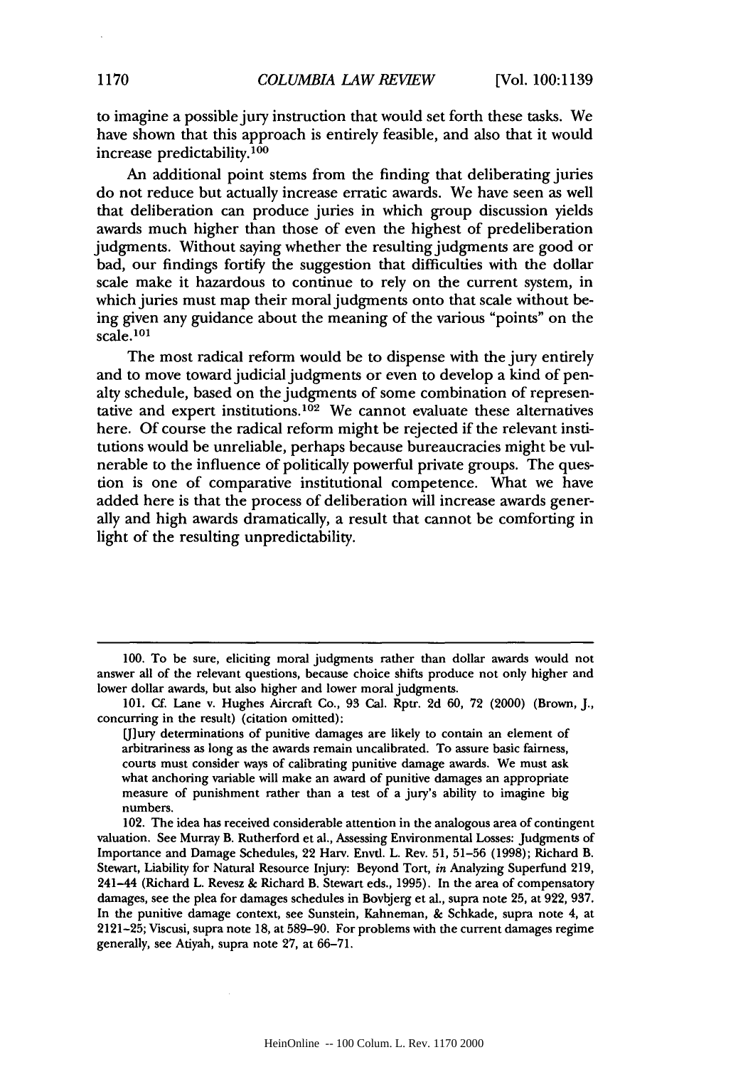to imagine a possible jury instruction that would set forth these tasks. We have shown that this approach is entirely feasible, and also that it would increase predictability.[100]

An additional point stems from the finding that deliberating juries do not reduce but actually increase erratic awards. We have seen as well that deliberation can produce juries in which group discussion yields awards much higher than those of even the highest of predeliberation judgments. Without saying whether the resulting judgments are good or bad, our findings fortify the suggestion that difficulties with the dollar scale make it hazardous to continue to rely on the current system, in which juries must map their moral judgments onto that scale without being given any guidance about the meaning of the various "points" on the scale.[101]

The most radical reform would be to dispense with the jury entirely and to move toward judicial judgments or even to develop a kind of penalty schedule, based on the judgments of some combination of representative and expert institutions.[102] We cannot evaluate these alternatives here. Of course the radical reform might be rejected if the relevant institutions would be unreliable, perhaps because bureaucracies might be vulnerable to the influence of politically powerful private groups. The question is one of comparative institutional competence. What we have added here is that the process of deliberation will increase awards generally and high awards dramatically, a result that cannot be comforting in light of the resulting unpredictability.

---

100. To be sure, eliciting moral judgments rather than dollar awards would not answer all of the relevant questions, because choice shifts produce not only higher and lower dollar awards, but also higher and lower moral judgments.

101. Cf. Lane v. Hughes Aircraft Co., 93 Cal. Rptr. 2d 60, 72 (2000) (Brown, J., concurring in the result) (citation omitted):

> [J]ury determinations of punitive damages are likely to contain an element of arbitrariness as long as the awards remain uncalibrated. To assure basic fairness, courts must consider ways of calibrating punitive damage awards. We must ask what anchoring variable will make an award of punitive damages an appropriate measure of punishment rather than a test of a jury's ability to imagine big numbers.

102. The idea has received considerable attention in the analogous area of contingent valuation. See Murray B. Rutherford et al., Assessing Environmental Losses: Judgments of Importance and Damage Schedules, 22 Harv. Envtl. L. Rev. 51, 51–56 (1998); Richard B. Stewart, Liability for Natural Resource Injury: Beyond Tort, *in* Analyzing Superfund 219, 241–44 (Richard L. Revesz & Richard B. Stewart eds., 1995). In the area of compensatory damages, see the plea for damages schedules in Bovbjerg et al., supra note 25, at 922, 937. In the punitive damage context, see Sunstein, Kahneman, & Schkade, supra note 4, at 2121–25; Viscusi, supra note 18, at 589–90. For problems with the current damages regime generally, see Atiyah, supra note 27, at 66–71.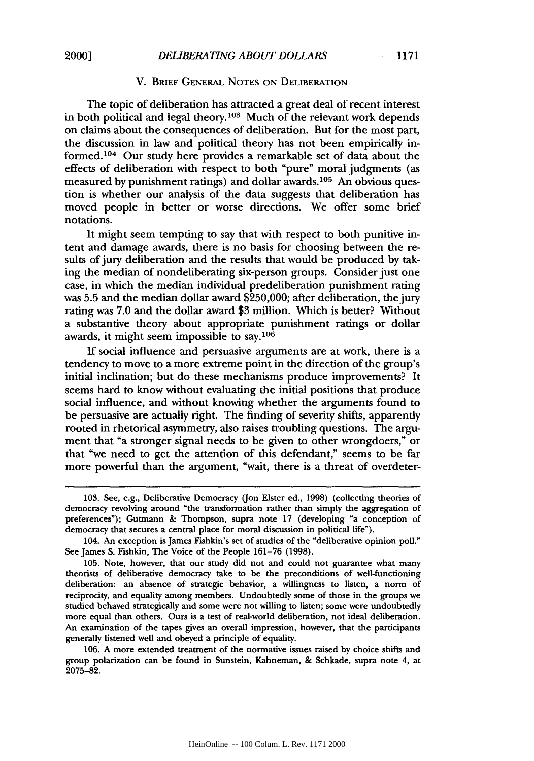## V. Brief General Notes on Deliberation

The topic of deliberation has attracted a great deal of recent interest in both political and legal theory.[103] Much of the relevant work depends on claims about the consequences of deliberation. But for the most part, the discussion in law and political theory has not been empirically informed.[104] Our study here provides a remarkable set of data about the effects of deliberation with respect to both "pure" moral judgments (as measured by punishment ratings) and dollar awards.[105] An obvious question is whether our analysis of the data suggests that deliberation has moved people in better or worse directions. We offer some brief notations.

It might seem tempting to say that with respect to both punitive intent and damage awards, there is no basis for choosing between the results of jury deliberation and the results that would be produced by taking the median of nondeliberating six-person groups. Consider just one case, in which the median individual predeliberation punishment rating was 5.5 and the median dollar award $250,000; after deliberation, the jury rating was 7.0 and the dollar award $3 million. Which is better? Without a substantive theory about appropriate punishment ratings or dollar awards, it might seem impossible to say.[106]

If social influence and persuasive arguments are at work, there is a tendency to move to a more extreme point in the direction of the group's initial inclination; but do these mechanisms produce improvements? It seems hard to know without evaluating the initial positions that produce social influence, and without knowing whether the arguments found to be persuasive are actually right. The finding of severity shifts, apparently rooted in rhetorical asymmetry, also raises troubling questions. The argument that "a stronger signal needs to be given to other wrongdoers," or that "we need to get the attention of this defendant," seems to be far more powerful than the argument, "wait, there is a threat of overdeter-

---

103. See, e.g., Deliberative Democracy (Jon Elster ed., 1998) (collecting theories of democracy revolving around "the transformation rather than simply the aggregation of preferences"); Gutmann & Thompson, supra note 17 (developing "a conception of democracy that secures a central place for moral discussion in political life").

104. An exception is James Fishkin's set of studies of the "deliberative opinion poll." See James S. Fishkin, The Voice of the People 161–76 (1998).

105. Note, however, that our study did not and could not guarantee what many theorists of deliberative democracy take to be the preconditions of well-functioning deliberation: an absence of strategic behavior, a willingness to listen, a norm of reciprocity, and equality among members. Undoubtedly some of those in the groups we studied behaved strategically and some were not willing to listen; some were undoubtedly more equal than others. Ours is a test of real-world deliberation, not ideal deliberation. An examination of the tapes gives an overall impression, however, that the participants generally listened well and obeyed a principle of equality.

106. A more extended treatment of the normative issues raised by choice shifts and group polarization can be found in Sunstein, Kahneman, & Schkade, supra note 4, at 2075–82.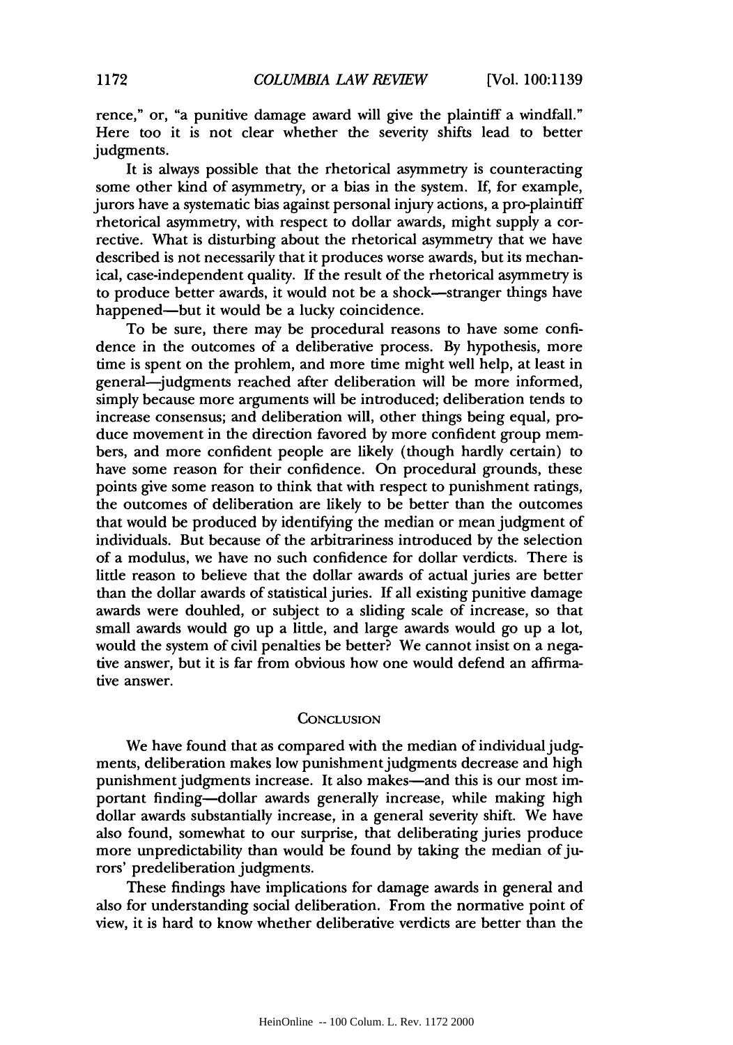rence," or, "a punitive damage award will give the plaintiff a windfall." Here too it is not clear whether the severity shifts lead to better judgments.

It is always possible that the rhetorical asymmetry is counteracting some other kind of asymmetry, or a bias in the system. If, for example, jurors have a systematic bias against personal injury actions, a pro-plaintiff rhetorical asymmetry, with respect to dollar awards, might supply a corrective. What is disturbing about the rhetorical asymmetry that we have described is not necessarily that it produces worse awards, but its mechanical, case-independent quality. If the result of the rhetorical asymmetry is to produce better awards, it would not be a shock—stranger things have happened—but it would be a lucky coincidence.

To be sure, there may be procedural reasons to have some confidence in the outcomes of a deliberative process. By hypothesis, more time is spent on the problem, and more time might well help, at least in general—judgments reached after deliberation will be more informed, simply because more arguments will be introduced; deliberation tends to increase consensus; and deliberation will, other things being equal, produce movement in the direction favored by more confident group members, and more confident people are likely (though hardly certain) to have some reason for their confidence. On procedural grounds, these points give some reason to think that with respect to punishment ratings, the outcomes of deliberation are likely to be better than the outcomes that would be produced by identifying the median or mean judgment of individuals. But because of the arbitrariness introduced by the selection of a modulus, we have no such confidence for dollar verdicts. There is little reason to believe that the dollar awards of actual juries are better than the dollar awards of statistical juries. If all existing punitive damage awards were doubled, or subject to a sliding scale of increase, so that small awards would go up a little, and large awards would go up a lot, would the system of civil penalties be better? We cannot insist on a negative answer, but it is far from obvious how one would defend an affirmative answer.

## Conclusion

We have found that as compared with the median of individual judgments, deliberation makes low punishment judgments decrease and high punishment judgments increase. It also makes—and this is our most important finding—dollar awards generally increase, while making high dollar awards substantially increase, in a general severity shift. We have also found, somewhat to our surprise, that deliberating juries produce more unpredictability than would be found by taking the median of jurors' predeliberation judgments.

These findings have implications for damage awards in general and also for understanding social deliberation. From the normative point of view, it is hard to know whether deliberative verdicts are better than the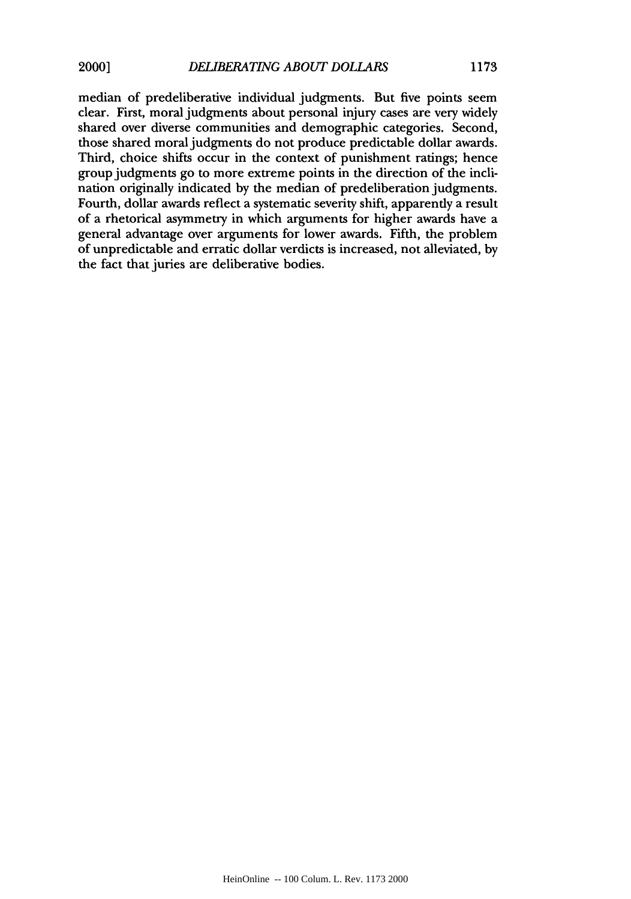median of predeliberative individual judgments. But five points seem clear. First, moral judgments about personal injury cases are very widely shared over diverse communities and demographic categories. Second, those shared moral judgments do not produce predictable dollar awards. Third, choice shifts occur in the context of punishment ratings; hence group judgments go to more extreme points in the direction of the inclination originally indicated by the median of predeliberation judgments. Fourth, dollar awards reflect a systematic severity shift, apparently a result of a rhetorical asymmetry in which arguments for higher awards have a general advantage over arguments for lower awards. Fifth, the problem of unpredictable and erratic dollar verdicts is increased, not alleviated, by the fact that juries are deliberative bodies.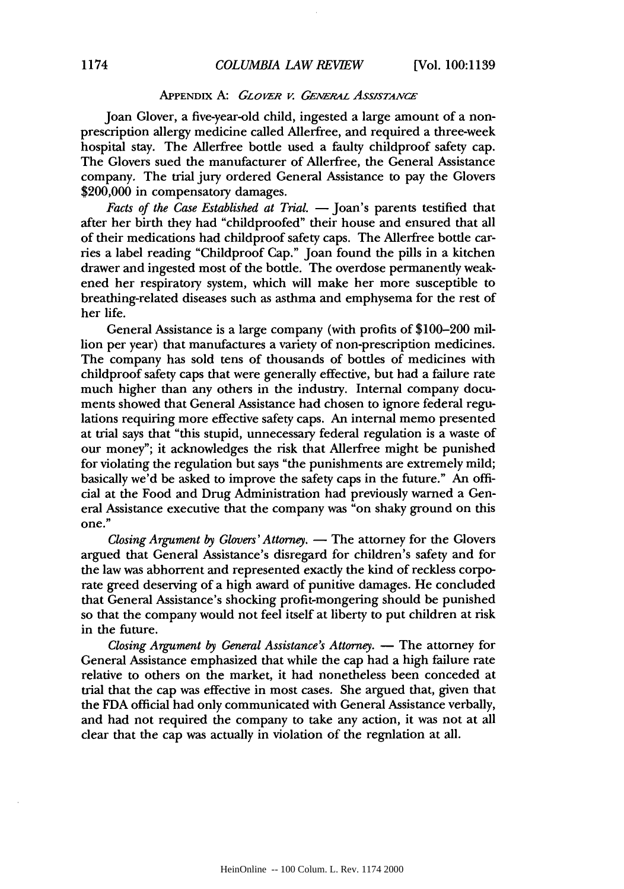## APPENDIX A: *GLOVER V. GENERAL ASSISTANCE*

Joan Glover, a five-year-old child, ingested a large amount of a non-prescription allergy medicine called Allerfree, and required a three-week hospital stay. The Allerfree bottle used a faulty childproof safety cap. The Glovers sued the manufacturer of Allerfree, the General Assistance company. The trial jury ordered General Assistance to pay the Glovers $200,000 in compensatory damages.

*Facts of the Case Established at Trial.* — Joan's parents testified that after her birth they had "childproofed" their house and ensured that all of their medications had childproof safety caps. The Allerfree bottle carries a label reading "Childproof Cap." Joan found the pills in a kitchen drawer and ingested most of the bottle. The overdose permanently weakened her respiratory system, which will make her more susceptible to breathing-related diseases such as asthma and emphysema for the rest of her life.

General Assistance is a large company (with profits of $100–200 million per year) that manufactures a variety of non-prescription medicines. The company has sold tens of thousands of bottles of medicines with childproof safety caps that were generally effective, but had a failure rate much higher than any others in the industry. Internal company documents showed that General Assistance had chosen to ignore federal regulations requiring more effective safety caps. An internal memo presented at trial says that "this stupid, unnecessary federal regulation is a waste of our money"; it acknowledges the risk that Allerfree might be punished for violating the regulation but says "the punishments are extremely mild; basically we'd be asked to improve the safety caps in the future." An official at the Food and Drug Administration had previously warned a General Assistance executive that the company was "on shaky ground on this one."

*Closing Argument by Glovers' Attorney.* — The attorney for the Glovers argued that General Assistance's disregard for children's safety and for the law was abhorrent and represented exactly the kind of reckless corporate greed deserving of a high award of punitive damages. He concluded that General Assistance's shocking profit-mongering should be punished so that the company would not feel itself at liberty to put children at risk in the future.

*Closing Argument by General Assistance's Attorney.* — The attorney for General Assistance emphasized that while the cap had a high failure rate relative to others on the market, it had nonetheless been conceded at trial that the cap was effective in most cases. She argued that, given that the FDA official had only communicated with General Assistance verbally, and had not required the company to take any action, it was not at all clear that the cap was actually in violation of the regnlation at all.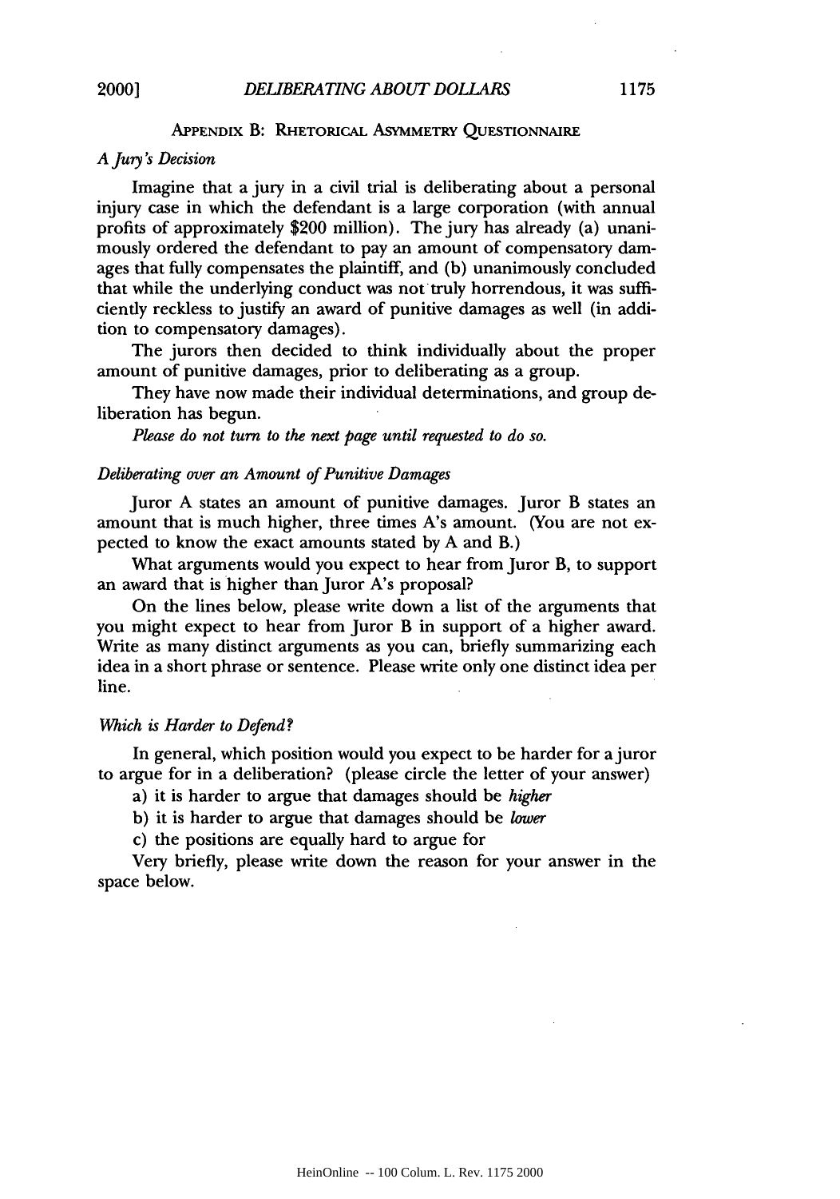## APPENDIX B: RHETORICAL ASYMMETRY QUESTIONNAIRE

*A Jury's Decision*

Imagine that a jury in a civil trial is deliberating about a personal injury case in which the defendant is a large corporation (with annual profits of approximately $200 million). The jury has already (a) unanimously ordered the defendant to pay an amount of compensatory damages that fully compensates the plaintiff, and (b) unanimously concluded that while the underlying conduct was not truly horrendous, it was sufficiently reckless to justify an award of punitive damages as well (in addition to compensatory damages).

The jurors then decided to think individually about the proper amount of punitive damages, prior to deliberating as a group.

They have now made their individual determinations, and group deliberation has begun.

*Please do not turn to the next page until requested to do so.*

*Deliberating over an Amount of Punitive Damages*

Juror A states an amount of punitive damages. Juror B states an amount that is much higher, three times A's amount. (You are not expected to know the exact amounts stated by A and B.)

What arguments would you expect to hear from Juror B, to support an award that is higher than Juror A's proposal?

On the lines below, please write down a list of the arguments that you might expect to hear from Juror B in support of a higher award. Write as many distinct arguments as you can, briefly summarizing each idea in a short phrase or sentence. Please write only one distinct idea per line.

*Which is Harder to Defend?*

In general, which position would you expect to be harder for a juror to argue for in a deliberation? (please circle the letter of your answer)

a) it is harder to argue that damages should be *higher*

b) it is harder to argue that damages should be *lower*

c) the positions are equally hard to argue for

Very briefly, please write down the reason for your answer in the space below.